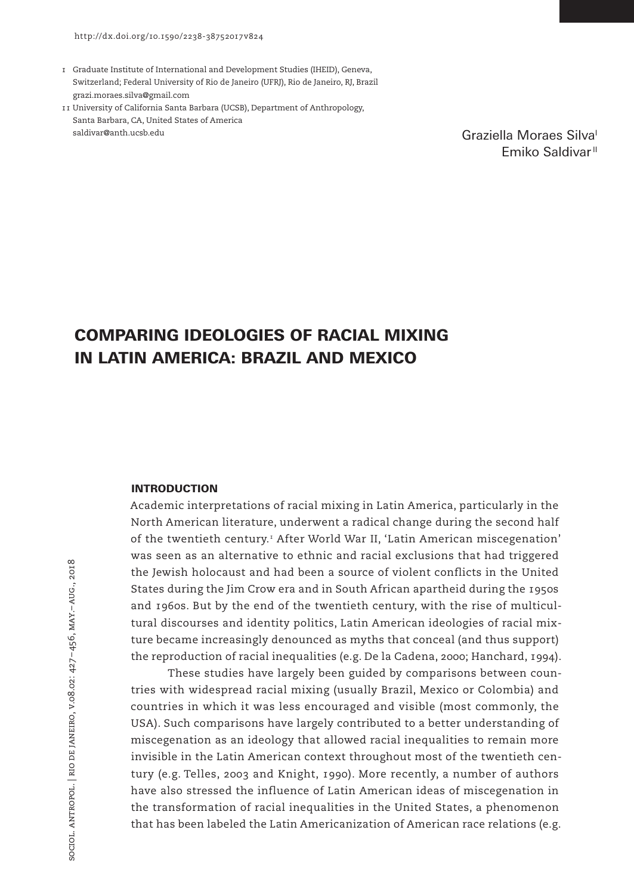http://dx.doi.org/10.1590/2238-38752017v824

I Graduate Institute of International and Development Studies (IHEID), Geneva, Switzerland; Federal University of Rio de Janeiro (UFRJ), Rio de Janeiro, RJ, Brazil
grazi.moraes.silva@gmail.com

II University of California Santa Barbara (UCSB), Department of Anthropology, Santa Barbara, CA, United States of America
saldivar@anth.ucsb.edu

Graziella Moraes Silva[I]
Emiko Saldivar[II]

# COMPARING IDEOLOGIES OF RACIAL MIXING IN LATIN AMERICA: BRAZIL AND MEXICO

## INTRODUCTION

Academic interpretations of racial mixing in Latin America, particularly in the North American literature, underwent a radical change during the second half of the twentieth century.[1] After World War II, 'Latin American miscegenation' was seen as an alternative to ethnic and racial exclusions that had triggered the Jewish holocaust and had been a source of violent conflicts in the United States during the Jim Crow era and in South African apartheid during the 1950s and 1960s. But by the end of the twentieth century, with the rise of multicultural discourses and identity politics, Latin American ideologies of racial mixture became increasingly denounced as myths that conceal (and thus support) the reproduction of racial inequalities (e.g. De la Cadena, 2000; Hanchard, 1994).

These studies have largely been guided by comparisons between countries with widespread racial mixing (usually Brazil, Mexico or Colombia) and countries in which it was less encouraged and visible (most commonly, the USA). Such comparisons have largely contributed to a better understanding of miscegenation as an ideology that allowed racial inequalities to remain more invisible in the Latin American context throughout most of the twentieth century (e.g. Telles, 2003 and Knight, 1990). More recently, a number of authors have also stressed the influence of Latin American ideas of miscegenation in the transformation of racial inequalities in the United States, a phenomenon that has been labeled the Latin Americanization of American race relations (e.g.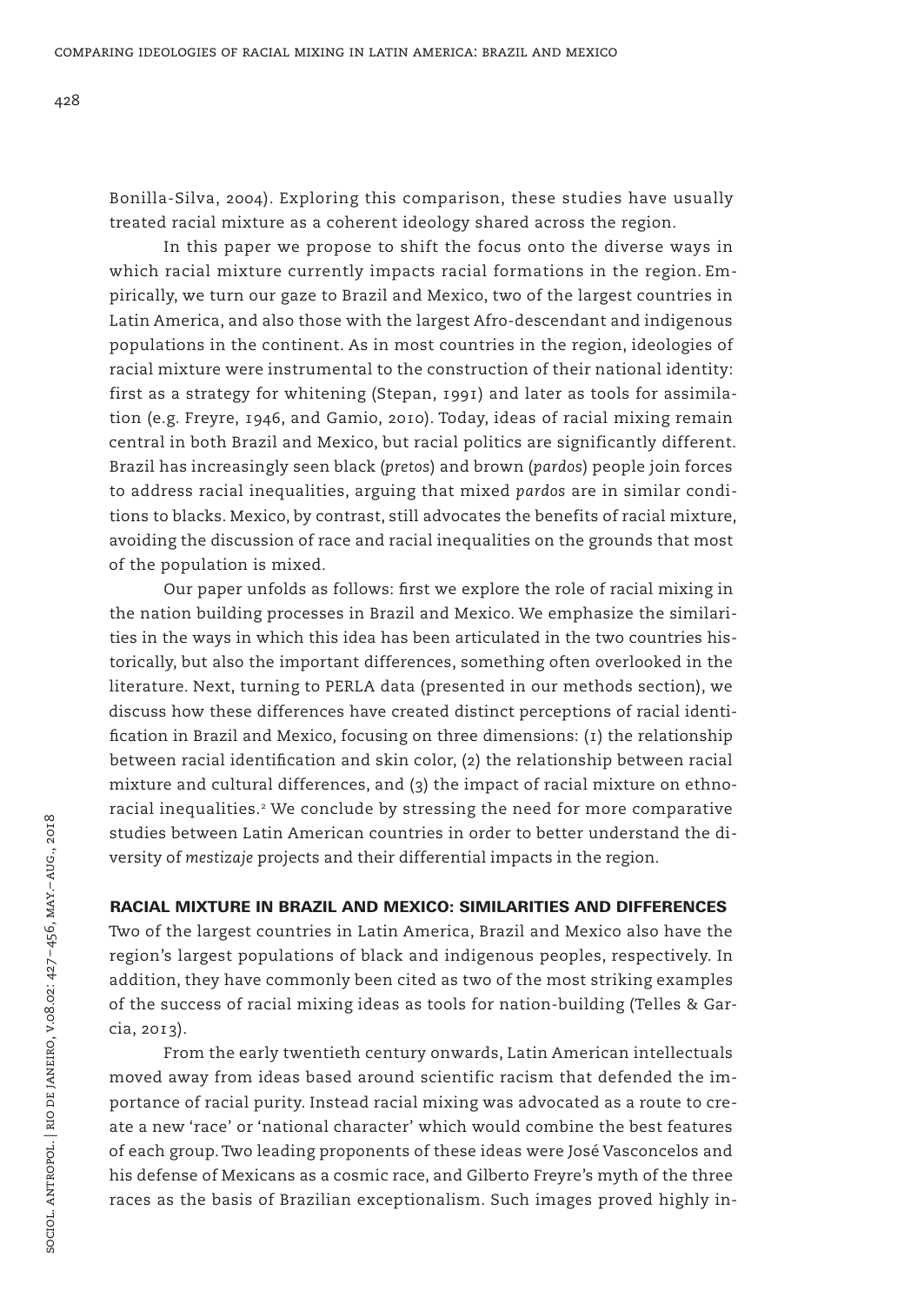Bonilla-Silva, 2004). Exploring this comparison, these studies have usually treated racial mixture as a coherent ideology shared across the region.

In this paper we propose to shift the focus onto the diverse ways in which racial mixture currently impacts racial formations in the region. Empirically, we turn our gaze to Brazil and Mexico, two of the largest countries in Latin America, and also those with the largest Afro-descendant and indigenous populations in the continent. As in most countries in the region, ideologies of racial mixture were instrumental to the construction of their national identity: first as a strategy for whitening (Stepan, 1991) and later as tools for assimilation (e.g. Freyre, 1946, and Gamio, 2010). Today, ideas of racial mixing remain central in both Brazil and Mexico, but racial politics are significantly different. Brazil has increasingly seen black (*pretos*) and brown (*pardos*) people join forces to address racial inequalities, arguing that mixed *pardos* are in similar conditions to blacks. Mexico, by contrast, still advocates the benefits of racial mixture, avoiding the discussion of race and racial inequalities on the grounds that most of the population is mixed.

Our paper unfolds as follows: first we explore the role of racial mixing in the nation building processes in Brazil and Mexico. We emphasize the similarities in the ways in which this idea has been articulated in the two countries historically, but also the important differences, something often overlooked in the literature. Next, turning to PERLA data (presented in our methods section), we discuss how these differences have created distinct perceptions of racial identification in Brazil and Mexico, focusing on three dimensions: (1) the relationship between racial identification and skin color, (2) the relationship between racial mixture and cultural differences, and (3) the impact of racial mixture on ethnoracial inequalities.[2] We conclude by stressing the need for more comparative studies between Latin American countries in order to better understand the diversity of *mestizaje* projects and their differential impacts in the region.

## RACIAL MIXTURE IN BRAZIL AND MEXICO: SIMILARITIES AND DIFFERENCES

Two of the largest countries in Latin America, Brazil and Mexico also have the region's largest populations of black and indigenous peoples, respectively. In addition, they have commonly been cited as two of the most striking examples of the success of racial mixing ideas as tools for nation-building (Telles & Garcia, 2013).

From the early twentieth century onwards, Latin American intellectuals moved away from ideas based around scientific racism that defended the importance of racial purity. Instead racial mixing was advocated as a route to create a new 'race' or 'national character' which would combine the best features of each group. Two leading proponents of these ideas were José Vasconcelos and his defense of Mexicans as a cosmic race, and Gilberto Freyre's myth of the three races as the basis of Brazilian exceptionalism. Such images proved highly in-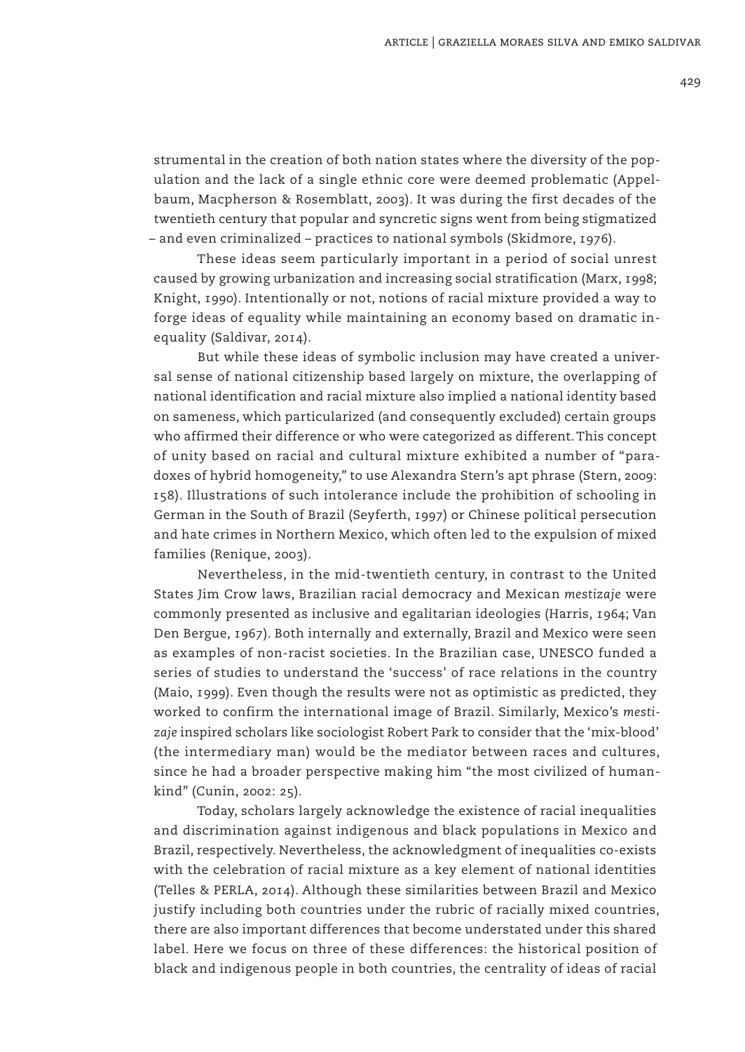strumental in the creation of both nation states where the diversity of the population and the lack of a single ethnic core were deemed problematic (Appelbaum, Macpherson & Rosemblatt, 2003). It was during the first decades of the twentieth century that popular and syncretic signs went from being stigmatized – and even criminalized – practices to national symbols (Skidmore, 1976).

These ideas seem particularly important in a period of social unrest caused by growing urbanization and increasing social stratification (Marx, 1998; Knight, 1990). Intentionally or not, notions of racial mixture provided a way to forge ideas of equality while maintaining an economy based on dramatic inequality (Saldivar, 2014).

But while these ideas of symbolic inclusion may have created a universal sense of national citizenship based largely on mixture, the overlapping of national identification and racial mixture also implied a national identity based on sameness, which particularized (and consequently excluded) certain groups who affirmed their difference or who were categorized as different. This concept of unity based on racial and cultural mixture exhibited a number of "paradoxes of hybrid homogeneity," to use Alexandra Stern's apt phrase (Stern, 2009: 158). Illustrations of such intolerance include the prohibition of schooling in German in the South of Brazil (Seyferth, 1997) or Chinese political persecution and hate crimes in Northern Mexico, which often led to the expulsion of mixed families (Renique, 2003).

Nevertheless, in the mid-twentieth century, in contrast to the United States Jim Crow laws, Brazilian racial democracy and Mexican *mestizaje* were commonly presented as inclusive and egalitarian ideologies (Harris, 1964; Van Den Bergue, 1967). Both internally and externally, Brazil and Mexico were seen as examples of non-racist societies. In the Brazilian case, UNESCO funded a series of studies to understand the 'success' of race relations in the country (Maio, 1999). Even though the results were not as optimistic as predicted, they worked to confirm the international image of Brazil. Similarly, Mexico's *mestizaje* inspired scholars like sociologist Robert Park to consider that the 'mix-blood' (the intermediary man) would be the mediator between races and cultures, since he had a broader perspective making him "the most civilized of humankind" (Cunin, 2002: 25).

Today, scholars largely acknowledge the existence of racial inequalities and discrimination against indigenous and black populations in Mexico and Brazil, respectively. Nevertheless, the acknowledgment of inequalities co-exists with the celebration of racial mixture as a key element of national identities (Telles & PERLA, 2014). Although these similarities between Brazil and Mexico justify including both countries under the rubric of racially mixed countries, there are also important differences that become understated under this shared label. Here we focus on three of these differences: the historical position of black and indigenous people in both countries, the centrality of ideas of racial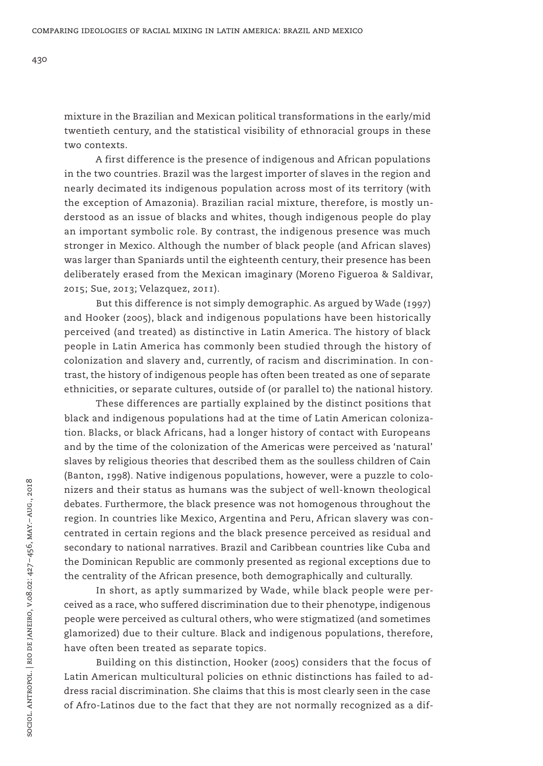mixture in the Brazilian and Mexican political transformations in the early/mid twentieth century, and the statistical visibility of ethnoracial groups in these two contexts.

A first difference is the presence of indigenous and African populations in the two countries. Brazil was the largest importer of slaves in the region and nearly decimated its indigenous population across most of its territory (with the exception of Amazonia). Brazilian racial mixture, therefore, is mostly understood as an issue of blacks and whites, though indigenous people do play an important symbolic role. By contrast, the indigenous presence was much stronger in Mexico. Although the number of black people (and African slaves) was larger than Spaniards until the eighteenth century, their presence has been deliberately erased from the Mexican imaginary (Moreno Figueroa & Saldivar, 2015; Sue, 2013; Velazquez, 2011).

But this difference is not simply demographic. As argued by Wade (1997) and Hooker (2005), black and indigenous populations have been historically perceived (and treated) as distinctive in Latin America. The history of black people in Latin America has commonly been studied through the history of colonization and slavery and, currently, of racism and discrimination. In contrast, the history of indigenous people has often been treated as one of separate ethnicities, or separate cultures, outside of (or parallel to) the national history.

These differences are partially explained by the distinct positions that black and indigenous populations had at the time of Latin American colonization. Blacks, or black Africans, had a longer history of contact with Europeans and by the time of the colonization of the Americas were perceived as 'natural' slaves by religious theories that described them as the soulless children of Cain (Banton, 1998). Native indigenous populations, however, were a puzzle to colonizers and their status as humans was the subject of well-known theological debates. Furthermore, the black presence was not homogenous throughout the region. In countries like Mexico, Argentina and Peru, African slavery was concentrated in certain regions and the black presence perceived as residual and secondary to national narratives. Brazil and Caribbean countries like Cuba and the Dominican Republic are commonly presented as regional exceptions due to the centrality of the African presence, both demographically and culturally.

In short, as aptly summarized by Wade, while black people were perceived as a race, who suffered discrimination due to their phenotype, indigenous people were perceived as cultural others, who were stigmatized (and sometimes glamorized) due to their culture. Black and indigenous populations, therefore, have often been treated as separate topics.

Building on this distinction, Hooker (2005) considers that the focus of Latin American multicultural policies on ethnic distinctions has failed to address racial discrimination. She claims that this is most clearly seen in the case of Afro-Latinos due to the fact that they are not normally recognized as a dif-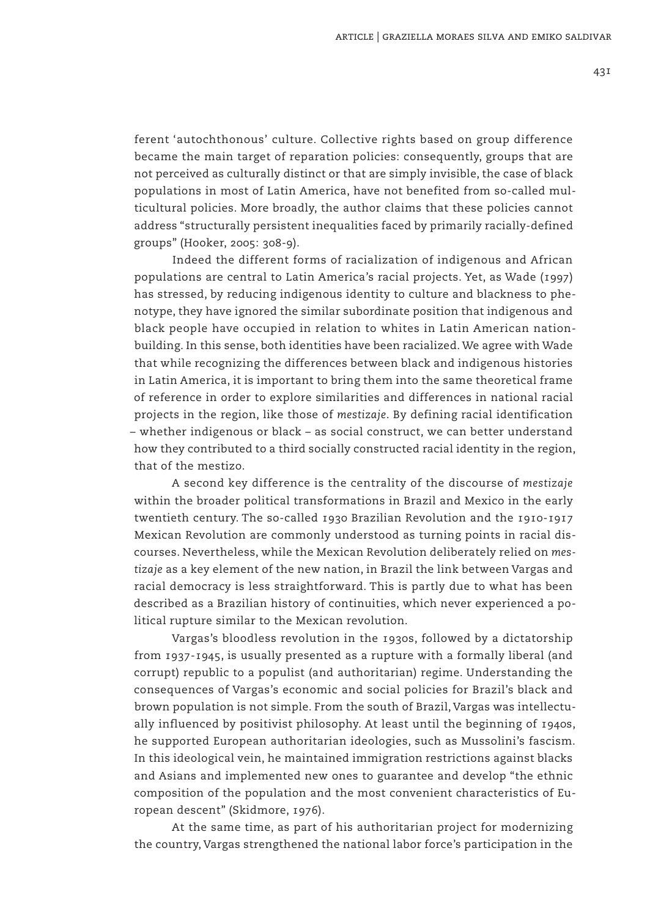ferent 'autochthonous' culture. Collective rights based on group difference became the main target of reparation policies: consequently, groups that are not perceived as culturally distinct or that are simply invisible, the case of black populations in most of Latin America, have not benefited from so-called multicultural policies. More broadly, the author claims that these policies cannot address "structurally persistent inequalities faced by primarily racially-defined groups" (Hooker, 2005: 308-9).

Indeed the different forms of racialization of indigenous and African populations are central to Latin America's racial projects. Yet, as Wade (1997) has stressed, by reducing indigenous identity to culture and blackness to phenotype, they have ignored the similar subordinate position that indigenous and black people have occupied in relation to whites in Latin American nation-building. In this sense, both identities have been racialized. We agree with Wade that while recognizing the differences between black and indigenous histories in Latin America, it is important to bring them into the same theoretical frame of reference in order to explore similarities and differences in national racial projects in the region, like those of *mestizaje*. By defining racial identification – whether indigenous or black – as social construct, we can better understand how they contributed to a third socially constructed racial identity in the region, that of the mestizo.

A second key difference is the centrality of the discourse of *mestizaje* within the broader political transformations in Brazil and Mexico in the early twentieth century. The so-called 1930 Brazilian Revolution and the 1910-1917 Mexican Revolution are commonly understood as turning points in racial discourses. Nevertheless, while the Mexican Revolution deliberately relied on *mestizaje* as a key element of the new nation, in Brazil the link between Vargas and racial democracy is less straightforward. This is partly due to what has been described as a Brazilian history of continuities, which never experienced a political rupture similar to the Mexican revolution.

Vargas's bloodless revolution in the 1930s, followed by a dictatorship from 1937-1945, is usually presented as a rupture with a formally liberal (and corrupt) republic to a populist (and authoritarian) regime. Understanding the consequences of Vargas's economic and social policies for Brazil's black and brown population is not simple. From the south of Brazil, Vargas was intellectually influenced by positivist philosophy. At least until the beginning of 1940s, he supported European authoritarian ideologies, such as Mussolini's fascism. In this ideological vein, he maintained immigration restrictions against blacks and Asians and implemented new ones to guarantee and develop "the ethnic composition of the population and the most convenient characteristics of European descent" (Skidmore, 1976).

At the same time, as part of his authoritarian project for modernizing the country, Vargas strengthened the national labor force's participation in the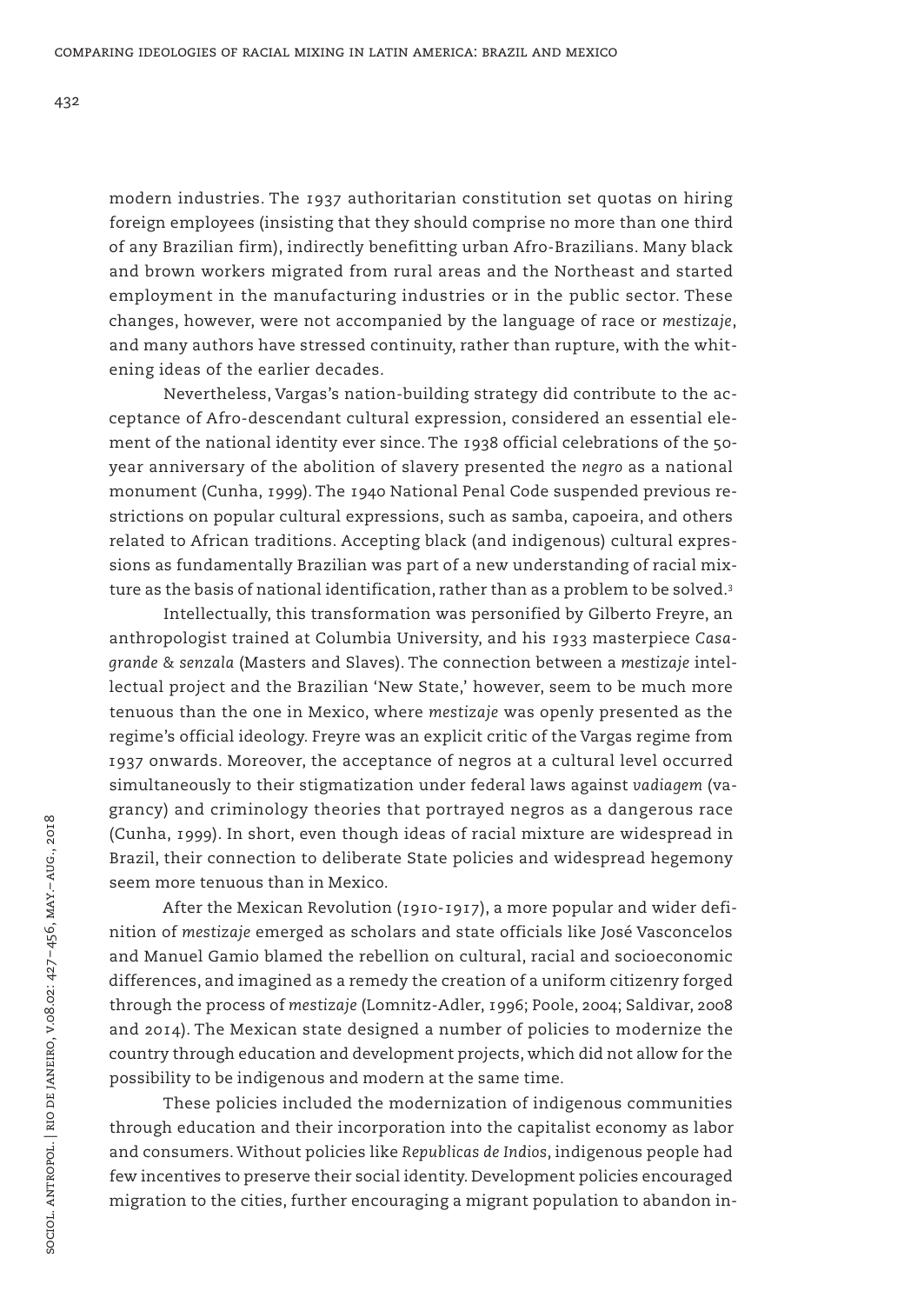modern industries. The 1937 authoritarian constitution set quotas on hiring foreign employees (insisting that they should comprise no more than one third of any Brazilian firm), indirectly benefitting urban Afro-Brazilians. Many black and brown workers migrated from rural areas and the Northeast and started employment in the manufacturing industries or in the public sector. These changes, however, were not accompanied by the language of race or *mestizaje*, and many authors have stressed continuity, rather than rupture, with the whitening ideas of the earlier decades.

Nevertheless, Vargas's nation-building strategy did contribute to the acceptance of Afro-descendant cultural expression, considered an essential element of the national identity ever since. The 1938 official celebrations of the 50-year anniversary of the abolition of slavery presented the *negro* as a national monument (Cunha, 1999). The 1940 National Penal Code suspended previous restrictions on popular cultural expressions, such as samba, capoeira, and others related to African traditions. Accepting black (and indigenous) cultural expressions as fundamentally Brazilian was part of a new understanding of racial mixture as the basis of national identification, rather than as a problem to be solved.[3]

Intellectually, this transformation was personified by Gilberto Freyre, an anthropologist trained at Columbia University, and his 1933 masterpiece *Casa-grande & senzala* (Masters and Slaves). The connection between a *mestizaje* intellectual project and the Brazilian 'New State,' however, seem to be much more tenuous than the one in Mexico, where *mestizaje* was openly presented as the regime's official ideology. Freyre was an explicit critic of the Vargas regime from 1937 onwards. Moreover, the acceptance of negros at a cultural level occurred simultaneously to their stigmatization under federal laws against *vadiagem* (vagrancy) and criminology theories that portrayed negros as a dangerous race (Cunha, 1999). In short, even though ideas of racial mixture are widespread in Brazil, their connection to deliberate State policies and widespread hegemony seem more tenuous than in Mexico.

After the Mexican Revolution (1910-1917), a more popular and wider definition of *mestizaje* emerged as scholars and state officials like José Vasconcelos and Manuel Gamio blamed the rebellion on cultural, racial and socioeconomic differences, and imagined as a remedy the creation of a uniform citizenry forged through the process of *mestizaje* (Lomnitz-Adler, 1996; Poole, 2004; Saldivar, 2008 and 2014). The Mexican state designed a number of policies to modernize the country through education and development projects, which did not allow for the possibility to be indigenous and modern at the same time.

These policies included the modernization of indigenous communities through education and their incorporation into the capitalist economy as labor and consumers. Without policies like *Republicas de Indios*, indigenous people had few incentives to preserve their social identity. Development policies encouraged migration to the cities, further encouraging a migrant population to abandon in-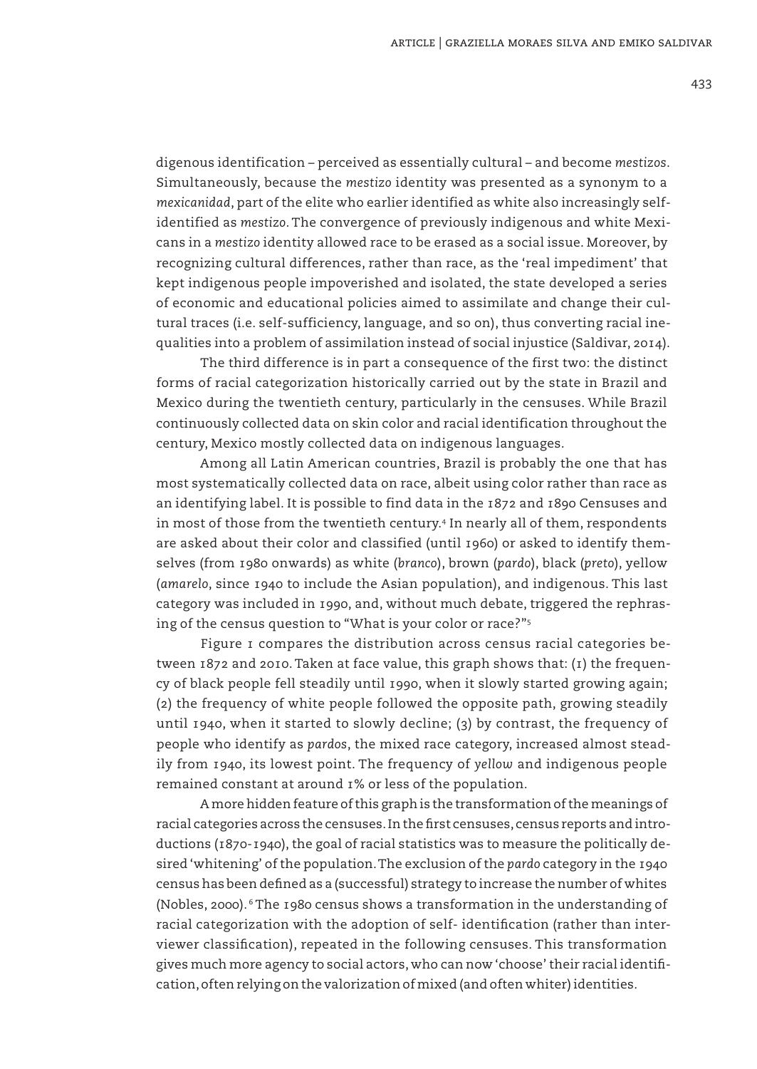digenous identification – perceived as essentially cultural – and become *mestizos*. Simultaneously, because the *mestizo* identity was presented as a synonym to a *mexicanidad*, part of the elite who earlier identified as white also increasingly self-identified as *mestizo*. The convergence of previously indigenous and white Mexicans in a *mestizo* identity allowed race to be erased as a social issue. Moreover, by recognizing cultural differences, rather than race, as the 'real impediment' that kept indigenous people impoverished and isolated, the state developed a series of economic and educational policies aimed to assimilate and change their cultural traces (i.e. self-sufficiency, language, and so on), thus converting racial inequalities into a problem of assimilation instead of social injustice (Saldivar, 2014).

The third difference is in part a consequence of the first two: the distinct forms of racial categorization historically carried out by the state in Brazil and Mexico during the twentieth century, particularly in the censuses. While Brazil continuously collected data on skin color and racial identification throughout the century, Mexico mostly collected data on indigenous languages.

Among all Latin American countries, Brazil is probably the one that has most systematically collected data on race, albeit using color rather than race as an identifying label. It is possible to find data in the 1872 and 1890 Censuses and in most of those from the twentieth century.[4] In nearly all of them, respondents are asked about their color and classified (until 1960) or asked to identify themselves (from 1980 onwards) as white (*branco*), brown (*pardo*), black (*preto*), yellow (*amarelo*, since 1940 to include the Asian population), and indigenous. This last category was included in 1990, and, without much debate, triggered the rephrasing of the census question to "What is your color or race?"[5]

Figure 1 compares the distribution across census racial categories between 1872 and 2010. Taken at face value, this graph shows that: (1) the frequency of black people fell steadily until 1990, when it slowly started growing again; (2) the frequency of white people followed the opposite path, growing steadily until 1940, when it started to slowly decline; (3) by contrast, the frequency of people who identify as *pardos*, the mixed race category, increased almost steadily from 1940, its lowest point. The frequency of *yellow* and indigenous people remained constant at around 1% or less of the population.

A more hidden feature of this graph is the transformation of the meanings of racial categories across the censuses. In the first censuses, census reports and introductions (1870-1940), the goal of racial statistics was to measure the politically desired 'whitening' of the population. The exclusion of the *pardo* category in the 1940 census has been defined as a (successful) strategy to increase the number of whites (Nobles, 2000).[6] The 1980 census shows a transformation in the understanding of racial categorization with the adoption of self- identification (rather than interviewer classification), repeated in the following censuses. This transformation gives much more agency to social actors, who can now 'choose' their racial identification, often relying on the valorization of mixed (and often whiter) identities.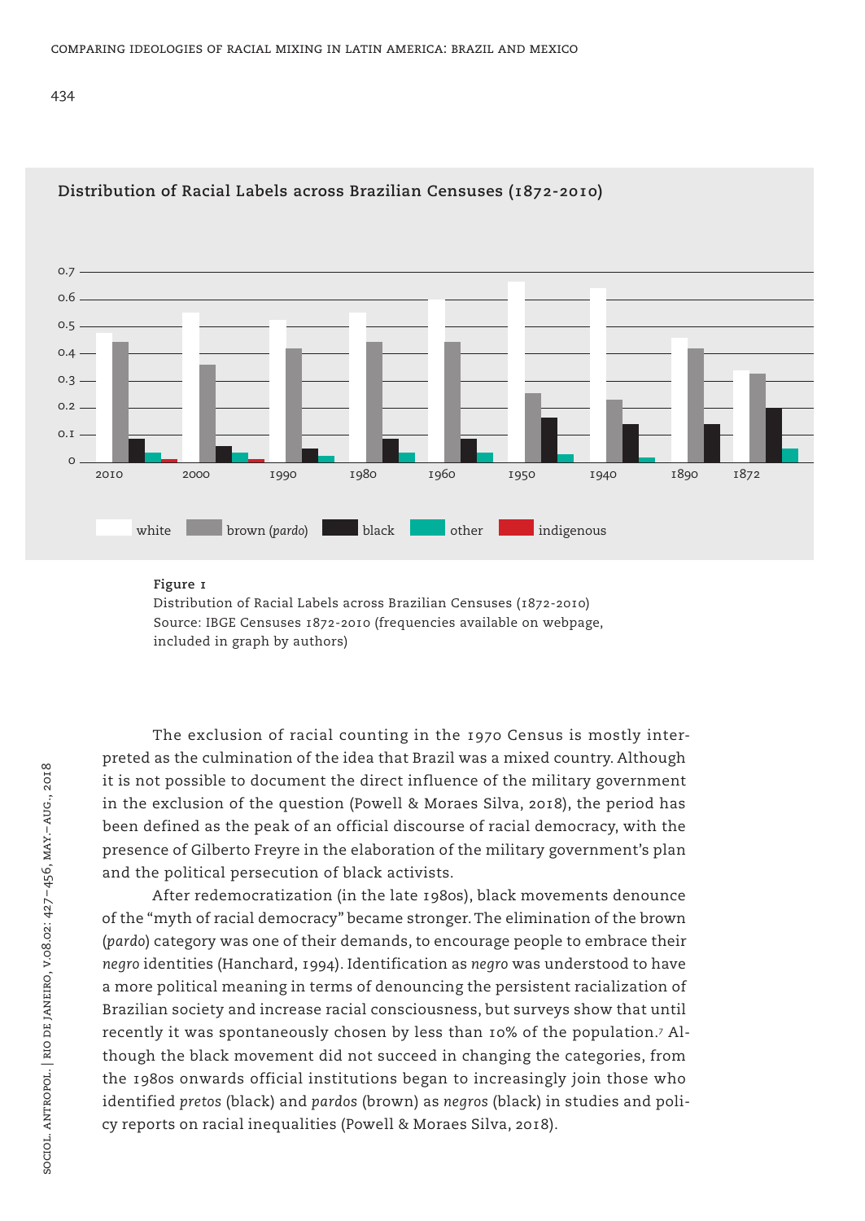**Distribution of Racial Labels across Brazilian Censuses (1872-2010)**

**Figure 1**

Distribution of Racial Labels across Brazilian Censuses (1872-2010)
Source: IBGE Censuses 1872-2010 (frequencies available on webpage, included in graph by authors)

The exclusion of racial counting in the 1970 Census is mostly interpreted as the culmination of the idea that Brazil was a mixed country. Although it is not possible to document the direct influence of the military government in the exclusion of the question (Powell & Moraes Silva, 2018), the period has been defined as the peak of an official discourse of racial democracy, with the presence of Gilberto Freyre in the elaboration of the military government's plan and the political persecution of black activists.

After redemocratization (in the late 1980s), black movements denounce of the "myth of racial democracy" became stronger. The elimination of the brown (*pardo*) category was one of their demands, to encourage people to embrace their *negro* identities (Hanchard, 1994). Identification as *negro* was understood to have a more political meaning in terms of denouncing the persistent racialization of Brazilian society and increase racial consciousness, but surveys show that until recently it was spontaneously chosen by less than 10% of the population.[7] Although the black movement did not succeed in changing the categories, from the 1980s onwards official institutions began to increasingly join those who identified *pretos* (black) and *pardos* (brown) as *negros* (black) in studies and policy reports on racial inequalities (Powell & Moraes Silva, 2018).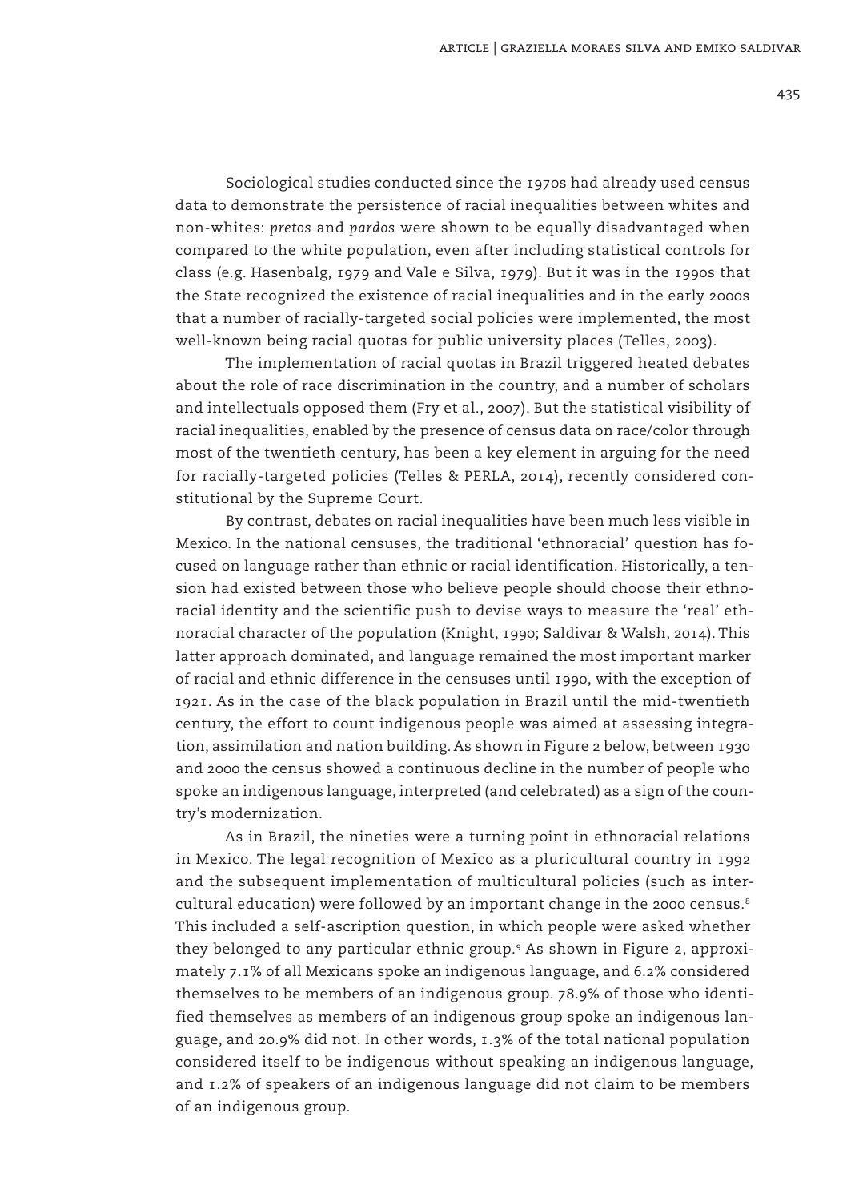Sociological studies conducted since the 1970s had already used census data to demonstrate the persistence of racial inequalities between whites and non-whites: *pretos* and *pardos* were shown to be equally disadvantaged when compared to the white population, even after including statistical controls for class (e.g. Hasenbalg, 1979 and Vale e Silva, 1979). But it was in the 1990s that the State recognized the existence of racial inequalities and in the early 2000s that a number of racially-targeted social policies were implemented, the most well-known being racial quotas for public university places (Telles, 2003).

The implementation of racial quotas in Brazil triggered heated debates about the role of race discrimination in the country, and a number of scholars and intellectuals opposed them (Fry et al., 2007). But the statistical visibility of racial inequalities, enabled by the presence of census data on race/color through most of the twentieth century, has been a key element in arguing for the need for racially-targeted policies (Telles & PERLA, 2014), recently considered constitutional by the Supreme Court.

By contrast, debates on racial inequalities have been much less visible in Mexico. In the national censuses, the traditional 'ethnoracial' question has focused on language rather than ethnic or racial identification. Historically, a tension had existed between those who believe people should choose their ethnoracial identity and the scientific push to devise ways to measure the 'real' ethnoracial character of the population (Knight, 1990; Saldivar & Walsh, 2014). This latter approach dominated, and language remained the most important marker of racial and ethnic difference in the censuses until 1990, with the exception of 1921. As in the case of the black population in Brazil until the mid-twentieth century, the effort to count indigenous people was aimed at assessing integration, assimilation and nation building. As shown in Figure 2 below, between 1930 and 2000 the census showed a continuous decline in the number of people who spoke an indigenous language, interpreted (and celebrated) as a sign of the country's modernization.

As in Brazil, the nineties were a turning point in ethnoracial relations in Mexico. The legal recognition of Mexico as a pluricultural country in 1992 and the subsequent implementation of multicultural policies (such as intercultural education) were followed by an important change in the 2000 census.[8] This included a self-ascription question, in which people were asked whether they belonged to any particular ethnic group.[9] As shown in Figure 2, approximately 7.1% of all Mexicans spoke an indigenous language, and 6.2% considered themselves to be members of an indigenous group. 78.9% of those who identified themselves as members of an indigenous group spoke an indigenous language, and 20.9% did not. In other words, 1.3% of the total national population considered itself to be indigenous without speaking an indigenous language, and 1.2% of speakers of an indigenous language did not claim to be members of an indigenous group.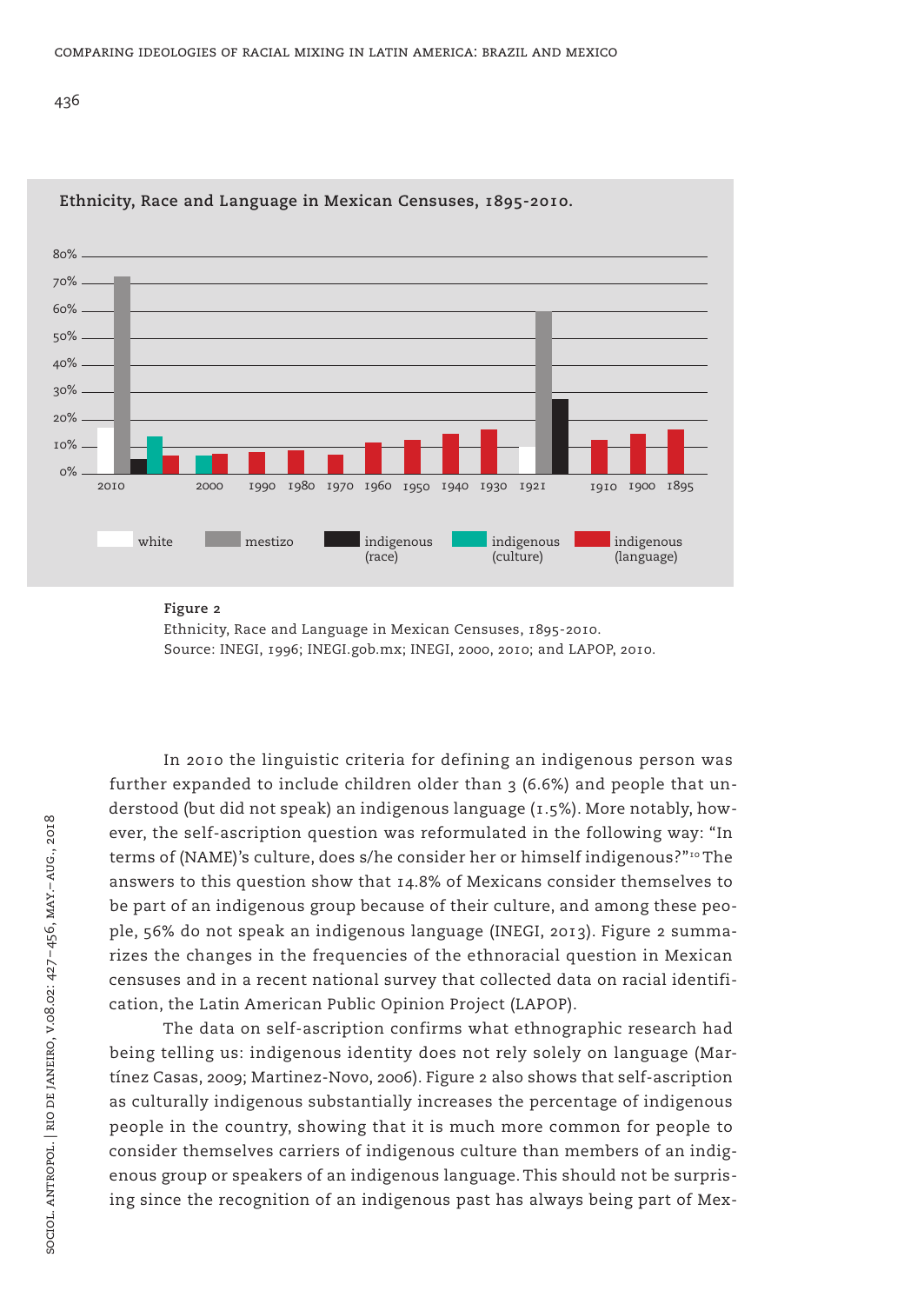**Figure 2**
Ethnicity, Race and Language in Mexican Censuses, 1895-2010.
Source: INEGI, 1996; INEGI.gob.mx; INEGI, 2000, 2010; and LAPOP, 2010.

In 2010 the linguistic criteria for defining an indigenous person was further expanded to include children older than 3 (6.6%) and people that understood (but did not speak) an indigenous language (1.5%). More notably, however, the self-ascription question was reformulated in the following way: "In terms of (NAME)'s culture, does s/he consider her or himself indigenous?"[10] The answers to this question show that 14.8% of Mexicans consider themselves to be part of an indigenous group because of their culture, and among these people, 56% do not speak an indigenous language (INEGI, 2013). Figure 2 summarizes the changes in the frequencies of the ethnoracial question in Mexican censuses and in a recent national survey that collected data on racial identification, the Latin American Public Opinion Project (LAPOP).

The data on self-ascription confirms what ethnographic research had being telling us: indigenous identity does not rely solely on language (Martínez Casas, 2009; Martinez-Novo, 2006). Figure 2 also shows that self-ascription as culturally indigenous substantially increases the percentage of indigenous people in the country, showing that it is much more common for people to consider themselves carriers of indigenous culture than members of an indigenous group or speakers of an indigenous language. This should not be surprising since the recognition of an indigenous past has always being part of Mex-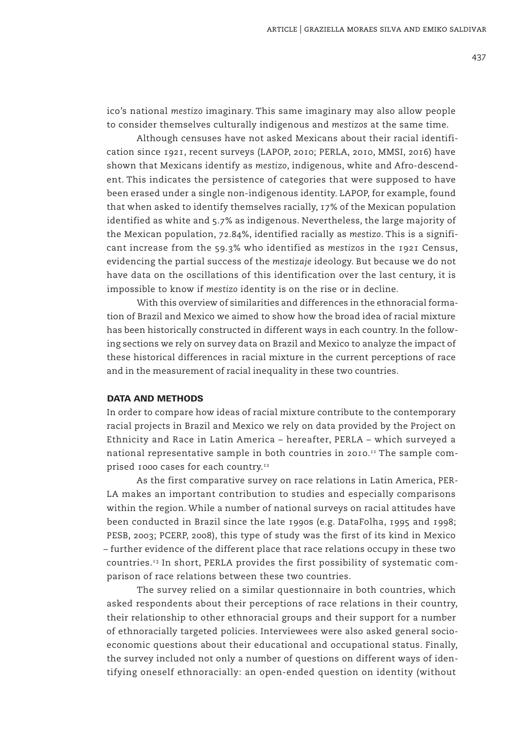ico's national *mestizo* imaginary. This same imaginary may also allow people to consider themselves culturally indigenous and *mestizos* at the same time.

Although censuses have not asked Mexicans about their racial identification since 1921, recent surveys (LAPOP, 2010; PERLA, 2010, MMSI, 2016) have shown that Mexicans identify as *mestizo*, indigenous, white and Afro-descendent. This indicates the persistence of categories that were supposed to have been erased under a single non-indigenous identity. LAPOP, for example, found that when asked to identify themselves racially, 17% of the Mexican population identified as white and 5.7% as indigenous. Nevertheless, the large majority of the Mexican population, 72.84%, identified racially as *mestizo*. This is a significant increase from the 59.3% who identified as *mestizos* in the 1921 Census, evidencing the partial success of the *mestizaje* ideology. But because we do not have data on the oscillations of this identification over the last century, it is impossible to know if *mestizo* identity is on the rise or in decline.

With this overview of similarities and differences in the ethnoracial formation of Brazil and Mexico we aimed to show how the broad idea of racial mixture has been historically constructed in different ways in each country. In the following sections we rely on survey data on Brazil and Mexico to analyze the impact of these historical differences in racial mixture in the current perceptions of race and in the measurement of racial inequality in these two countries.

## DATA AND METHODS

In order to compare how ideas of racial mixture contribute to the contemporary racial projects in Brazil and Mexico we rely on data provided by the Project on Ethnicity and Race in Latin America – hereafter, PERLA – which surveyed a national representative sample in both countries in 2010.[11] The sample comprised 1000 cases for each country.[12]

As the first comparative survey on race relations in Latin America, PERLA makes an important contribution to studies and especially comparisons within the region. While a number of national surveys on racial attitudes have been conducted in Brazil since the late 1990s (e.g. DataFolha, 1995 and 1998; PESB, 2003; PCERP, 2008), this type of study was the first of its kind in Mexico – further evidence of the different place that race relations occupy in these two countries.[13] In short, PERLA provides the first possibility of systematic comparison of race relations between these two countries.

The survey relied on a similar questionnaire in both countries, which asked respondents about their perceptions of race relations in their country, their relationship to other ethnoracial groups and their support for a number of ethnoracially targeted policies. Interviewees were also asked general socioeconomic questions about their educational and occupational status. Finally, the survey included not only a number of questions on different ways of identifying oneself ethnoracially: an open-ended question on identity (without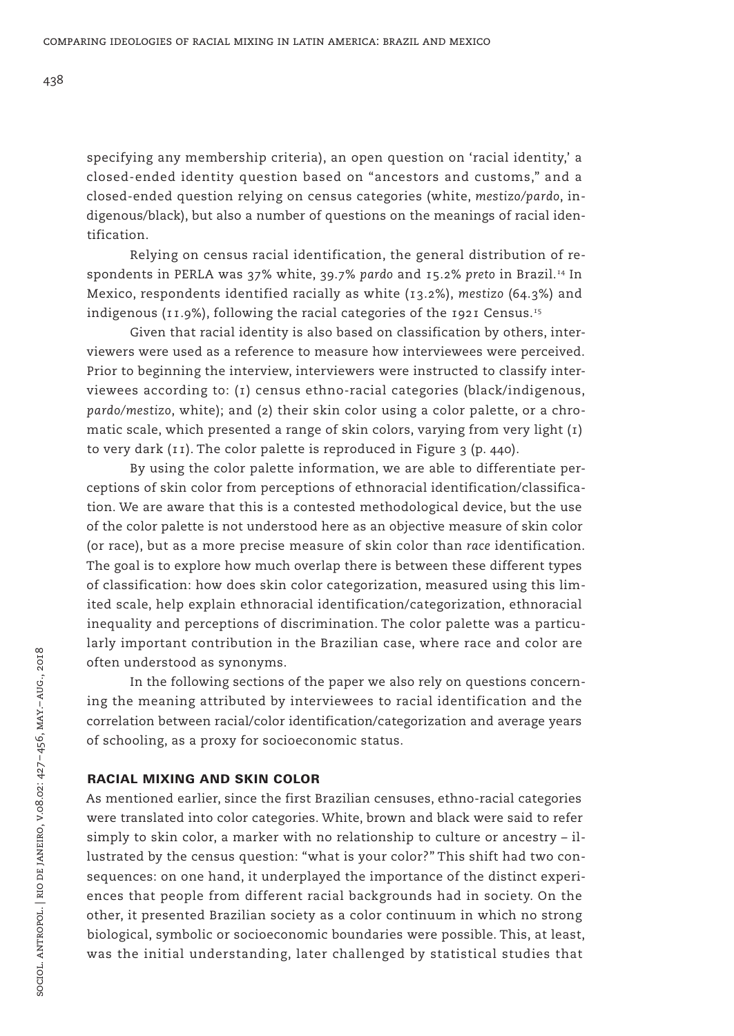specifying any membership criteria), an open question on 'racial identity,' a closed-ended identity question based on "ancestors and customs," and a closed-ended question relying on census categories (white, *mestizo/pardo*, indigenous/black), but also a number of questions on the meanings of racial identification.

Relying on census racial identification, the general distribution of respondents in PERLA was 37% white, 39.7% *pardo* and 15.2% *preto* in Brazil.[14] In Mexico, respondents identified racially as white (13.2%), *mestizo* (64.3%) and indigenous (11.9%), following the racial categories of the 1921 Census.[15]

Given that racial identity is also based on classification by others, interviewers were used as a reference to measure how interviewees were perceived. Prior to beginning the interview, interviewers were instructed to classify interviewees according to: (1) census ethno-racial categories (black/indigenous, *pardo/mestizo*, white); and (2) their skin color using a color palette, or a chromatic scale, which presented a range of skin colors, varying from very light (1) to very dark (11). The color palette is reproduced in Figure 3 (p. 440).

By using the color palette information, we are able to differentiate perceptions of skin color from perceptions of ethnoracial identification/classification. We are aware that this is a contested methodological device, but the use of the color palette is not understood here as an objective measure of skin color (or race), but as a more precise measure of skin color than *race* identification. The goal is to explore how much overlap there is between these different types of classification: how does skin color categorization, measured using this limited scale, help explain ethnoracial identification/categorization, ethnoracial inequality and perceptions of discrimination. The color palette was a particularly important contribution in the Brazilian case, where race and color are often understood as synonyms.

In the following sections of the paper we also rely on questions concerning the meaning attributed by interviewees to racial identification and the correlation between racial/color identification/categorization and average years of schooling, as a proxy for socioeconomic status.

## RACIAL MIXING AND SKIN COLOR

As mentioned earlier, since the first Brazilian censuses, ethno-racial categories were translated into color categories. White, brown and black were said to refer simply to skin color, a marker with no relationship to culture or ancestry – illustrated by the census question: "what is your color?" This shift had two consequences: on one hand, it underplayed the importance of the distinct experiences that people from different racial backgrounds had in society. On the other, it presented Brazilian society as a color continuum in which no strong biological, symbolic or socioeconomic boundaries were possible. This, at least, was the initial understanding, later challenged by statistical studies that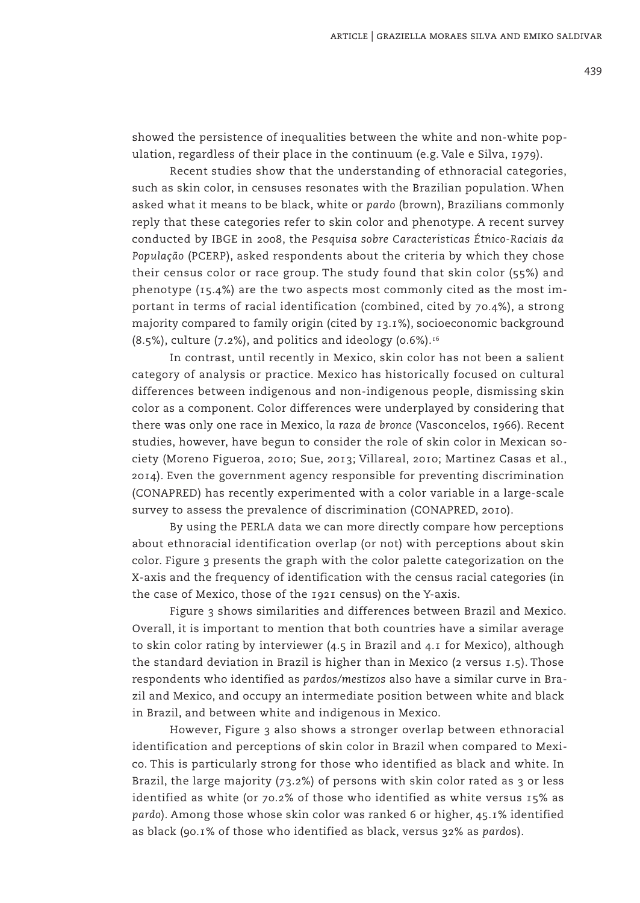showed the persistence of inequalities between the white and non-white population, regardless of their place in the continuum (e.g. Vale e Silva, 1979).

Recent studies show that the understanding of ethnoracial categories, such as skin color, in censuses resonates with the Brazilian population. When asked what it means to be black, white or *pardo* (brown), Brazilians commonly reply that these categories refer to skin color and phenotype. A recent survey conducted by IBGE in 2008, the *Pesquisa sobre Caracteristicas Étnico-Raciais da População* (PCERP), asked respondents about the criteria by which they chose their census color or race group. The study found that skin color (55%) and phenotype (15.4%) are the two aspects most commonly cited as the most important in terms of racial identification (combined, cited by 70.4%), a strong majority compared to family origin (cited by 13.1%), socioeconomic background (8.5%), culture (7.2%), and politics and ideology (0.6%).[16]

In contrast, until recently in Mexico, skin color has not been a salient category of analysis or practice. Mexico has historically focused on cultural differences between indigenous and non-indigenous people, dismissing skin color as a component. Color differences were underplayed by considering that there was only one race in Mexico, *la raza de bronce* (Vasconcelos, 1966). Recent studies, however, have begun to consider the role of skin color in Mexican society (Moreno Figueroa, 2010; Sue, 2013; Villareal, 2010; Martinez Casas et al., 2014). Even the government agency responsible for preventing discrimination (CONAPRED) has recently experimented with a color variable in a large-scale survey to assess the prevalence of discrimination (CONAPRED, 2010).

By using the PERLA data we can more directly compare how perceptions about ethnoracial identification overlap (or not) with perceptions about skin color. Figure 3 presents the graph with the color palette categorization on the X-axis and the frequency of identification with the census racial categories (in the case of Mexico, those of the 1921 census) on the Y-axis.

Figure 3 shows similarities and differences between Brazil and Mexico. Overall, it is important to mention that both countries have a similar average to skin color rating by interviewer (4.5 in Brazil and 4.1 for Mexico), although the standard deviation in Brazil is higher than in Mexico (2 versus 1.5). Those respondents who identified as *pardos/mestizos* also have a similar curve in Brazil and Mexico, and occupy an intermediate position between white and black in Brazil, and between white and indigenous in Mexico.

However, Figure 3 also shows a stronger overlap between ethnoracial identification and perceptions of skin color in Brazil when compared to Mexico. This is particularly strong for those who identified as black and white. In Brazil, the large majority (73.2%) of persons with skin color rated as 3 or less identified as white (or 70.2% of those who identified as white versus 15% as *pardo*). Among those whose skin color was ranked 6 or higher, 45.1% identified as black (90.1% of those who identified as black, versus 32% as *pardos*).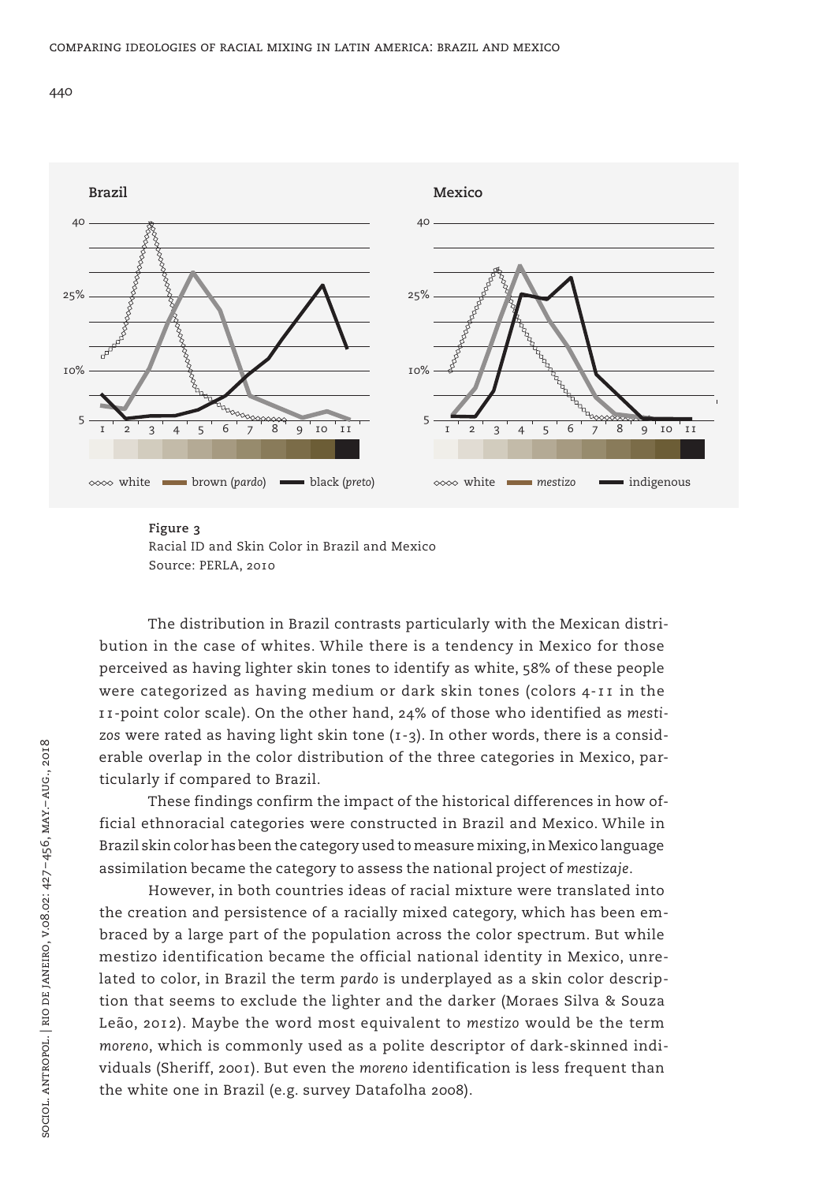**Figure 3**
Racial ID and Skin Color in Brazil and Mexico
Source: PERLA, 2010

The distribution in Brazil contrasts particularly with the Mexican distribution in the case of whites. While there is a tendency in Mexico for those perceived as having lighter skin tones to identify as white, 58% of these people were categorized as having medium or dark skin tones (colors 4-11 in the 11-point color scale). On the other hand, 24% of those who identified as *mestizos* were rated as having light skin tone (1-3). In other words, there is a considerable overlap in the color distribution of the three categories in Mexico, particularly if compared to Brazil.

These findings confirm the impact of the historical differences in how official ethnoracial categories were constructed in Brazil and Mexico. While in Brazil skin color has been the category used to measure mixing, in Mexico language assimilation became the category to assess the national project of *mestizaje*.

However, in both countries ideas of racial mixture were translated into the creation and persistence of a racially mixed category, which has been embraced by a large part of the population across the color spectrum. But while mestizo identification became the official national identity in Mexico, unrelated to color, in Brazil the term *pardo* is underplayed as a skin color description that seems to exclude the lighter and the darker (Moraes Silva & Souza Leão, 2012). Maybe the word most equivalent to *mestizo* would be the term *moreno*, which is commonly used as a polite descriptor of dark-skinned individuals (Sheriff, 2001). But even the *moreno* identification is less frequent than the white one in Brazil (e.g. survey Datafolha 2008).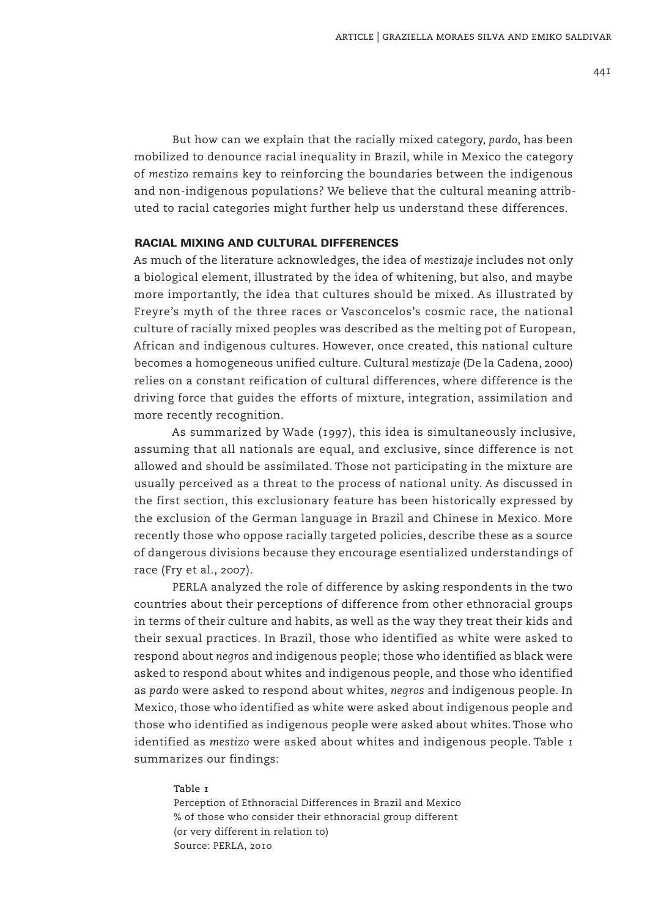But how can we explain that the racially mixed category, *pardo*, has been mobilized to denounce racial inequality in Brazil, while in Mexico the category of *mestizo* remains key to reinforcing the boundaries between the indigenous and non-indigenous populations? We believe that the cultural meaning attributed to racial categories might further help us understand these differences.

## RACIAL MIXING AND CULTURAL DIFFERENCES

As much of the literature acknowledges, the idea of *mestizaje* includes not only a biological element, illustrated by the idea of whitening, but also, and maybe more importantly, the idea that cultures should be mixed. As illustrated by Freyre's myth of the three races or Vasconcelos's cosmic race, the national culture of racially mixed peoples was described as the melting pot of European, African and indigenous cultures. However, once created, this national culture becomes a homogeneous unified culture. Cultural *mestizaje* (De la Cadena, 2000) relies on a constant reification of cultural differences, where difference is the driving force that guides the efforts of mixture, integration, assimilation and more recently recognition.

As summarized by Wade (1997), this idea is simultaneously inclusive, assuming that all nationals are equal, and exclusive, since difference is not allowed and should be assimilated. Those not participating in the mixture are usually perceived as a threat to the process of national unity. As discussed in the first section, this exclusionary feature has been historically expressed by the exclusion of the German language in Brazil and Chinese in Mexico. More recently those who oppose racially targeted policies, describe these as a source of dangerous divisions because they encourage esentialized understandings of race (Fry et al., 2007).

PERLA analyzed the role of difference by asking respondents in the two countries about their perceptions of difference from other ethnoracial groups in terms of their culture and habits, as well as the way they treat their kids and their sexual practices. In Brazil, those who identified as white were asked to respond about *negros* and indigenous people; those who identified as black were asked to respond about whites and indigenous people, and those who identified as *pardo* were asked to respond about whites, *negros* and indigenous people. In Mexico, those who identified as white were asked about indigenous people and those who identified as indigenous people were asked about whites. Those who identified as *mestizo* were asked about whites and indigenous people. Table 1 summarizes our findings:

**Table 1**
Perception of Ethnoracial Differences in Brazil and Mexico
% of those who consider their ethnoracial group different (or very different in relation to)
Source: PERLA, 2010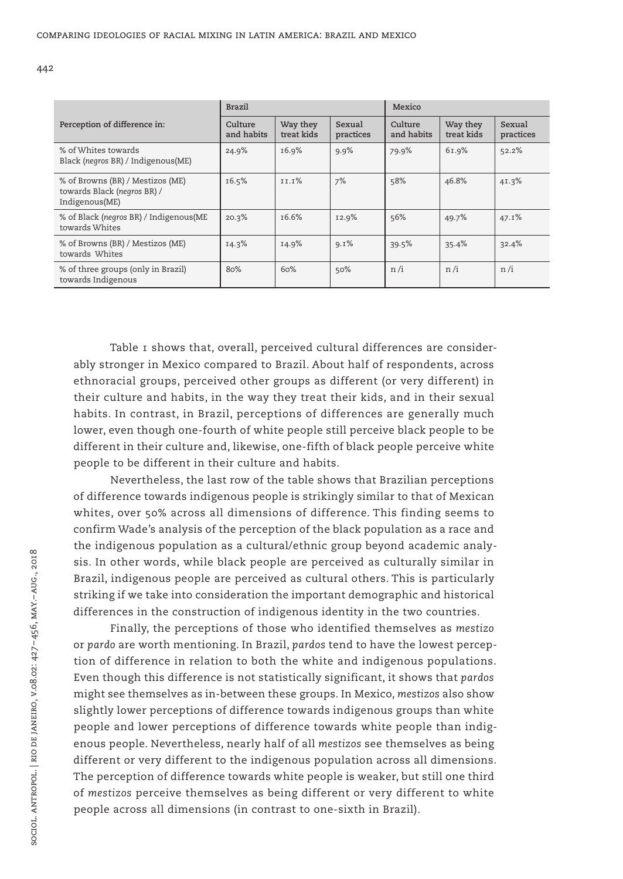| Perception of difference in: | Brazil | | | Mexico | | |
|---|---|---|---|---|---|---|
| | Culture and habits | Way they treat kids | Sexual practices | Culture and habits | Way they treat kids | Sexual practices |
| % of Whites towards Black (*negros* BR) / Indigenous(ME) | 24.9% | 16.9% | 9.9% | 79.9% | 61.9% | 52.2% |
| % of Browns (BR) / Mestizos (ME) towards Black (*negros* BR) / Indigenous(ME) | 16.5% | 11.1% | 7% | 58% | 46.8% | 41.3% |
| % of Black (*negros* BR) / Indigenous(ME towards Whites | 20.3% | 16.6% | 12.9% | 56% | 49.7% | 47.1% |
| % of Browns (BR) / Mestizos (ME) towards Whites | 14.3% | 14.9% | 9.1% | 39.5% | 35.4% | 32.4% |
| % of three groups (only in Brazil) towards Indigenous | 80% | 60% | 50% | n /i | n /i | n /i |

Table 1 shows that, overall, perceived cultural differences are considerably stronger in Mexico compared to Brazil. About half of respondents, across ethnoracial groups, perceived other groups as different (or very different) in their culture and habits, in the way they treat their kids, and in their sexual habits. In contrast, in Brazil, perceptions of differences are generally much lower, even though one-fourth of white people still perceive black people to be different in their culture and, likewise, one-fifth of black people perceive white people to be different in their culture and habits.

Nevertheless, the last row of the table shows that Brazilian perceptions of difference towards indigenous people is strikingly similar to that of Mexican whites, over 50% across all dimensions of difference. This finding seems to confirm Wade's analysis of the perception of the black population as a race and the indigenous population as a cultural/ethnic group beyond academic analysis. In other words, while black people are perceived as culturally similar in Brazil, indigenous people are perceived as cultural others. This is particularly striking if we take into consideration the important demographic and historical differences in the construction of indigenous identity in the two countries.

Finally, the perceptions of those who identified themselves as *mestizo* or *pardo* are worth mentioning. In Brazil, *pardos* tend to have the lowest perception of difference in relation to both the white and indigenous populations. Even though this difference is not statistically significant, it shows that *pardos* might see themselves as in-between these groups. In Mexico, *mestizos* also show slightly lower perceptions of difference towards indigenous groups than white people and lower perceptions of difference towards white people than indigenous people. Nevertheless, nearly half of all *mestizos* see themselves as being different or very different to the indigenous population across all dimensions. The perception of difference towards white people is weaker, but still one third of *mestizos* perceive themselves as being different or very different to white people across all dimensions (in contrast to one-sixth in Brazil).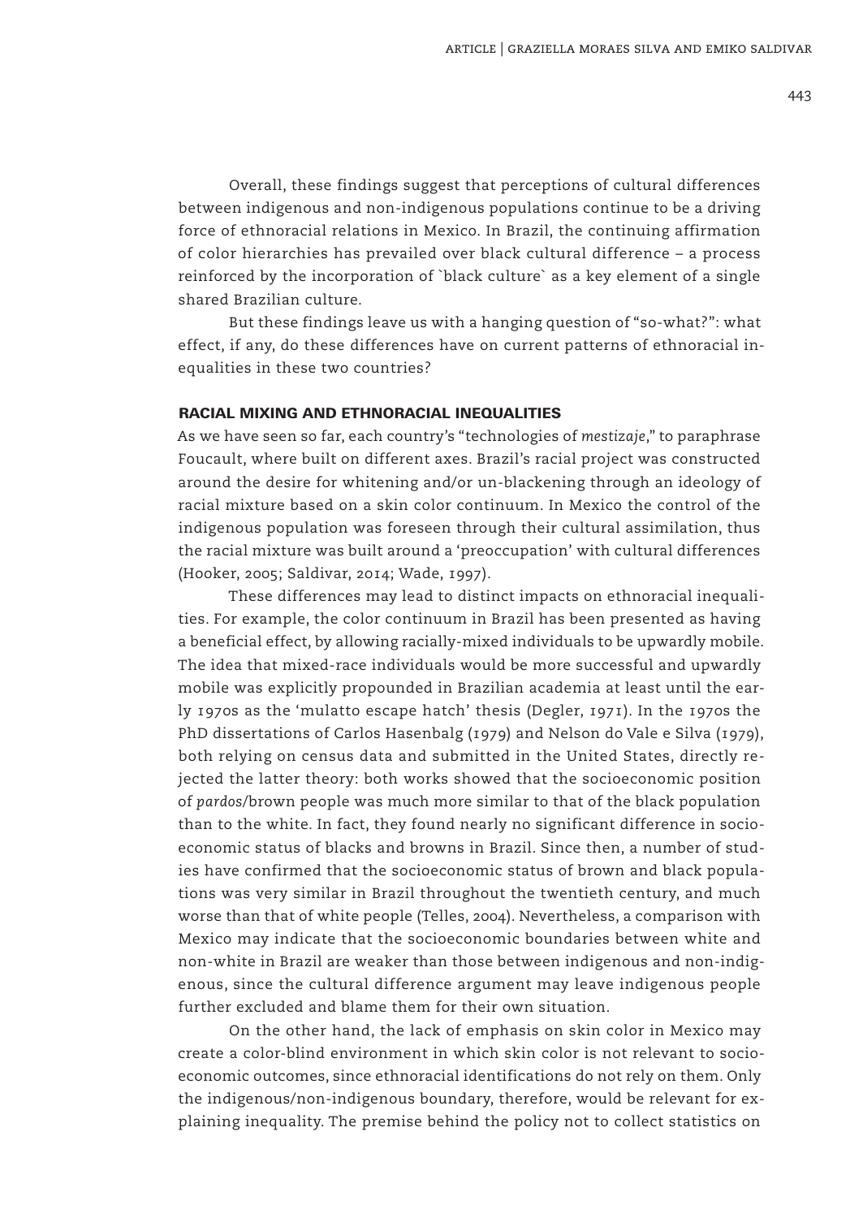Overall, these findings suggest that perceptions of cultural differences between indigenous and non-indigenous populations continue to be a driving force of ethnoracial relations in Mexico. In Brazil, the continuing affirmation of color hierarchies has prevailed over black cultural difference – a process reinforced by the incorporation of `black culture` as a key element of a single shared Brazilian culture.

But these findings leave us with a hanging question of "so-what?": what effect, if any, do these differences have on current patterns of ethnoracial inequalities in these two countries?

## RACIAL MIXING AND ETHNORACIAL INEQUALITIES

As we have seen so far, each country's "technologies of *mestizaje*," to paraphrase Foucault, where built on different axes. Brazil's racial project was constructed around the desire for whitening and/or un-blackening through an ideology of racial mixture based on a skin color continuum. In Mexico the control of the indigenous population was foreseen through their cultural assimilation, thus the racial mixture was built around a 'preoccupation' with cultural differences (Hooker, 2005; Saldivar, 2014; Wade, 1997).

These differences may lead to distinct impacts on ethnoracial inequalities. For example, the color continuum in Brazil has been presented as having a beneficial effect, by allowing racially-mixed individuals to be upwardly mobile. The idea that mixed-race individuals would be more successful and upwardly mobile was explicitly propounded in Brazilian academia at least until the early 1970s as the 'mulatto escape hatch' thesis (Degler, 1971). In the 1970s the PhD dissertations of Carlos Hasenbalg (1979) and Nelson do Vale e Silva (1979), both relying on census data and submitted in the United States, directly rejected the latter theory: both works showed that the socioeconomic position of *pardos*/brown people was much more similar to that of the black population than to the white. In fact, they found nearly no significant difference in socioeconomic status of blacks and browns in Brazil. Since then, a number of studies have confirmed that the socioeconomic status of brown and black populations was very similar in Brazil throughout the twentieth century, and much worse than that of white people (Telles, 2004). Nevertheless, a comparison with Mexico may indicate that the socioeconomic boundaries between white and non-white in Brazil are weaker than those between indigenous and non-indigenous, since the cultural difference argument may leave indigenous people further excluded and blame them for their own situation.

On the other hand, the lack of emphasis on skin color in Mexico may create a color-blind environment in which skin color is not relevant to socioeconomic outcomes, since ethnoracial identifications do not rely on them. Only the indigenous/non-indigenous boundary, therefore, would be relevant for explaining inequality. The premise behind the policy not to collect statistics on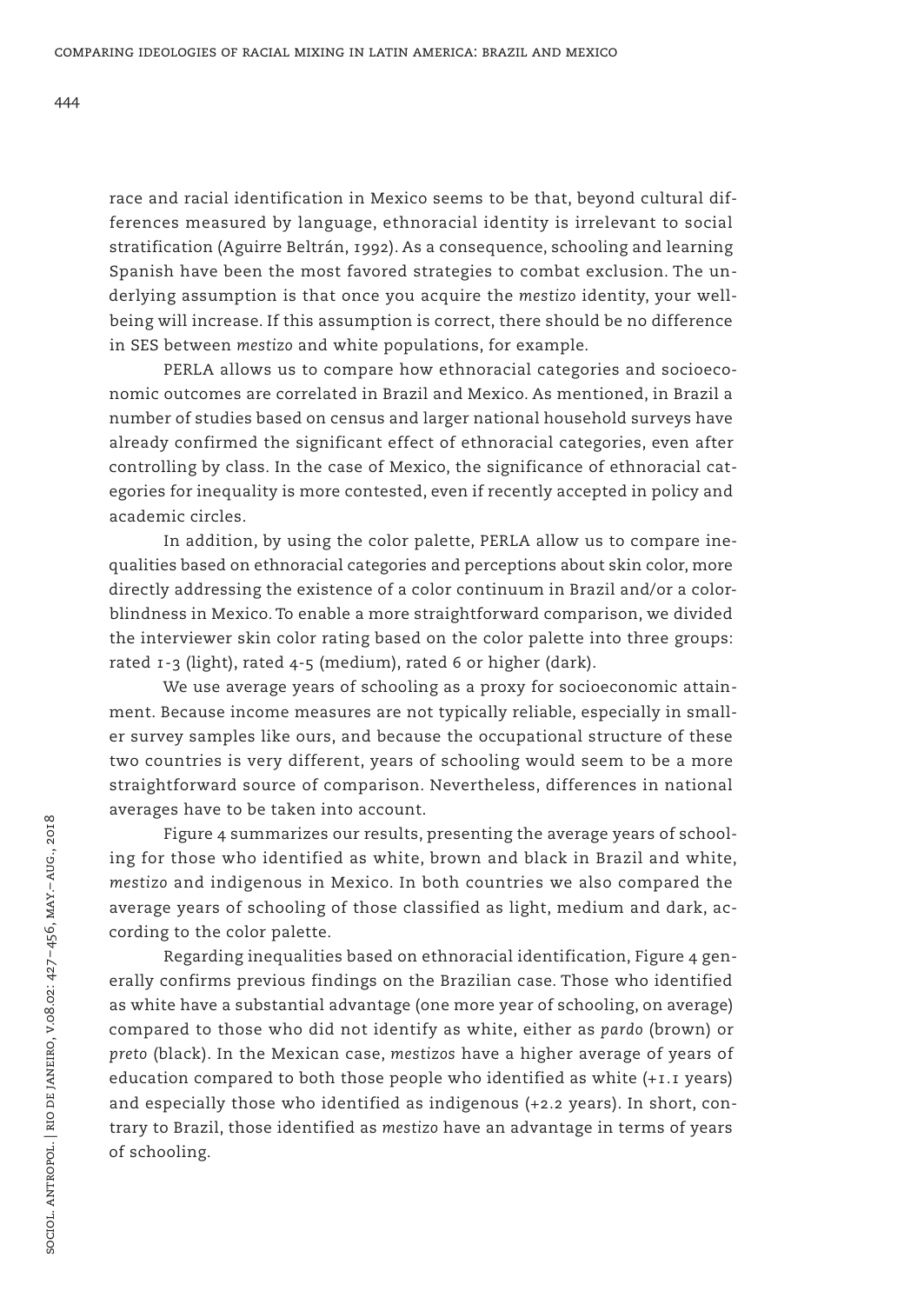race and racial identification in Mexico seems to be that, beyond cultural differences measured by language, ethnoracial identity is irrelevant to social stratification (Aguirre Beltrán, 1992). As a consequence, schooling and learning Spanish have been the most favored strategies to combat exclusion. The underlying assumption is that once you acquire the *mestizo* identity, your wellbeing will increase. If this assumption is correct, there should be no difference in SES between *mestizo* and white populations, for example.

PERLA allows us to compare how ethnoracial categories and socioeconomic outcomes are correlated in Brazil and Mexico. As mentioned, in Brazil a number of studies based on census and larger national household surveys have already confirmed the significant effect of ethnoracial categories, even after controlling by class. In the case of Mexico, the significance of ethnoracial categories for inequality is more contested, even if recently accepted in policy and academic circles.

In addition, by using the color palette, PERLA allow us to compare inequalities based on ethnoracial categories and perceptions about skin color, more directly addressing the existence of a color continuum in Brazil and/or a colorblindness in Mexico. To enable a more straightforward comparison, we divided the interviewer skin color rating based on the color palette into three groups: rated 1-3 (light), rated 4-5 (medium), rated 6 or higher (dark).

We use average years of schooling as a proxy for socioeconomic attainment. Because income measures are not typically reliable, especially in smaller survey samples like ours, and because the occupational structure of these two countries is very different, years of schooling would seem to be a more straightforward source of comparison. Nevertheless, differences in national averages have to be taken into account.

Figure 4 summarizes our results, presenting the average years of schooling for those who identified as white, brown and black in Brazil and white, *mestizo* and indigenous in Mexico. In both countries we also compared the average years of schooling of those classified as light, medium and dark, according to the color palette.

Regarding inequalities based on ethnoracial identification, Figure 4 generally confirms previous findings on the Brazilian case. Those who identified as white have a substantial advantage (one more year of schooling, on average) compared to those who did not identify as white, either as *pardo* (brown) or *preto* (black). In the Mexican case, *mestizos* have a higher average of years of education compared to both those people who identified as white (+1.1 years) and especially those who identified as indigenous (+2.2 years). In short, contrary to Brazil, those identified as *mestizo* have an advantage in terms of years of schooling.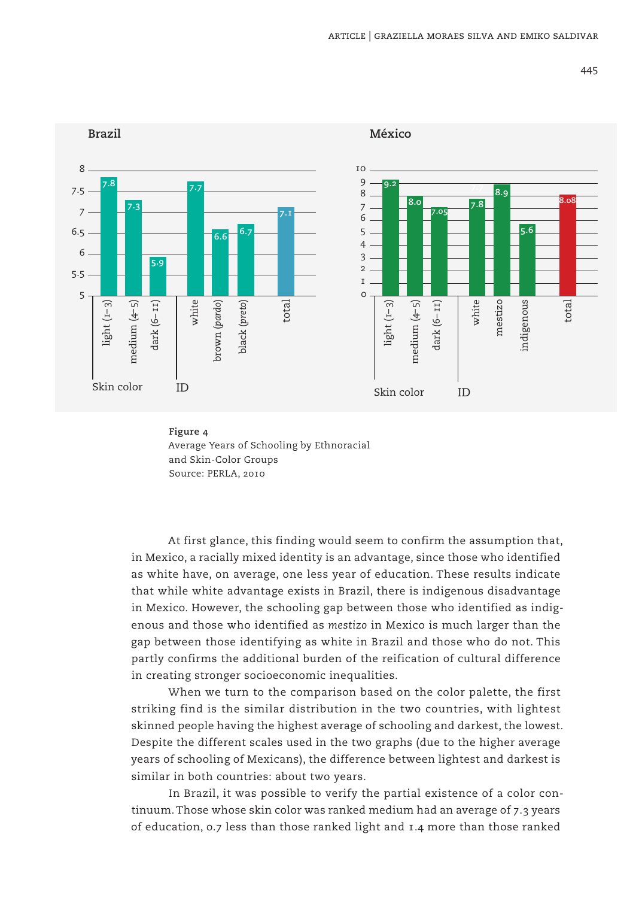**Brazil**

| Group | Average years of schooling |
|---|---|
| Skin color: light (1–3) | 7.8 |
| Skin color: medium (4–5) | 7.3 |
| Skin color: dark (6–11) | 5.9 |
| ID: white | 7.7 |
| ID: brown (*pardo*) | 6.6 |
| ID: black (*preto*) | 6.7 |
| total | 7.1 |

**México**

| Group | Average years of schooling |
|---|---|
| Skin color: light (1–3) | 9.2 |
| Skin color: medium (4–5) | 8.0 |
| Skin color: dark (6–11) | 7.05 |
| ID: white | 7.8 |
| ID: mestizo | 8.9 |
| ID: indigenous | 5.6 |
| total | 8.08 |

**Figure 4**
Average Years of Schooling by Ethnoracial and Skin-Color Groups
Source: PERLA, 2010

At first glance, this finding would seem to confirm the assumption that, in Mexico, a racially mixed identity is an advantage, since those who identified as white have, on average, one less year of education. These results indicate that while white advantage exists in Brazil, there is indigenous disadvantage in Mexico. However, the schooling gap between those who identified as indigenous and those who identified as *mestizo* in Mexico is much larger than the gap between those identifying as white in Brazil and those who do not. This partly confirms the additional burden of the reification of cultural difference in creating stronger socioeconomic inequalities.

When we turn to the comparison based on the color palette, the first striking find is the similar distribution in the two countries, with lightest skinned people having the highest average of schooling and darkest, the lowest. Despite the different scales used in the two graphs (due to the higher average years of schooling of Mexicans), the difference between lightest and darkest is similar in both countries: about two years.

In Brazil, it was possible to verify the partial existence of a color continuum. Those whose skin color was ranked medium had an average of 7.3 years of education, 0.7 less than those ranked light and 1.4 more than those ranked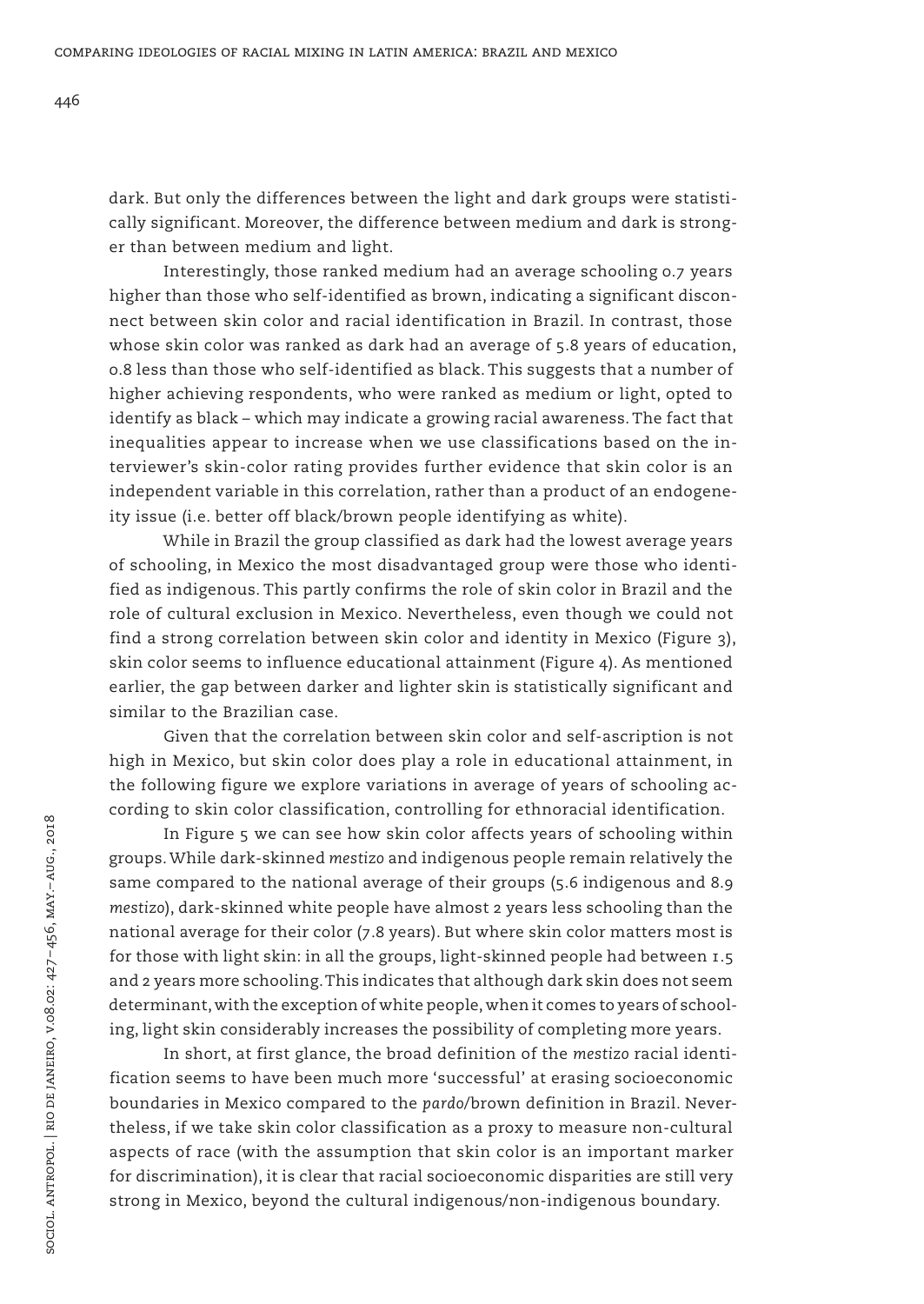dark. But only the differences between the light and dark groups were statistically significant. Moreover, the difference between medium and dark is stronger than between medium and light.

Interestingly, those ranked medium had an average schooling 0.7 years higher than those who self-identified as brown, indicating a significant disconnect between skin color and racial identification in Brazil. In contrast, those whose skin color was ranked as dark had an average of 5.8 years of education, 0.8 less than those who self-identified as black. This suggests that a number of higher achieving respondents, who were ranked as medium or light, opted to identify as black – which may indicate a growing racial awareness. The fact that inequalities appear to increase when we use classifications based on the interviewer's skin-color rating provides further evidence that skin color is an independent variable in this correlation, rather than a product of an endogeneity issue (i.e. better off black/brown people identifying as white).

While in Brazil the group classified as dark had the lowest average years of schooling, in Mexico the most disadvantaged group were those who identified as indigenous. This partly confirms the role of skin color in Brazil and the role of cultural exclusion in Mexico. Nevertheless, even though we could not find a strong correlation between skin color and identity in Mexico (Figure 3), skin color seems to influence educational attainment (Figure 4). As mentioned earlier, the gap between darker and lighter skin is statistically significant and similar to the Brazilian case.

Given that the correlation between skin color and self-ascription is not high in Mexico, but skin color does play a role in educational attainment, in the following figure we explore variations in average of years of schooling according to skin color classification, controlling for ethnoracial identification.

In Figure 5 we can see how skin color affects years of schooling within groups. While dark-skinned *mestizo* and indigenous people remain relatively the same compared to the national average of their groups (5.6 indigenous and 8.9 *mestizo*), dark-skinned white people have almost 2 years less schooling than the national average for their color (7.8 years). But where skin color matters most is for those with light skin: in all the groups, light-skinned people had between 1.5 and 2 years more schooling. This indicates that although dark skin does not seem determinant, with the exception of white people, when it comes to years of schooling, light skin considerably increases the possibility of completing more years.

In short, at first glance, the broad definition of the *mestizo* racial identification seems to have been much more 'successful' at erasing socioeconomic boundaries in Mexico compared to the *pardo*/brown definition in Brazil. Nevertheless, if we take skin color classification as a proxy to measure non-cultural aspects of race (with the assumption that skin color is an important marker for discrimination), it is clear that racial socioeconomic disparities are still very strong in Mexico, beyond the cultural indigenous/non-indigenous boundary.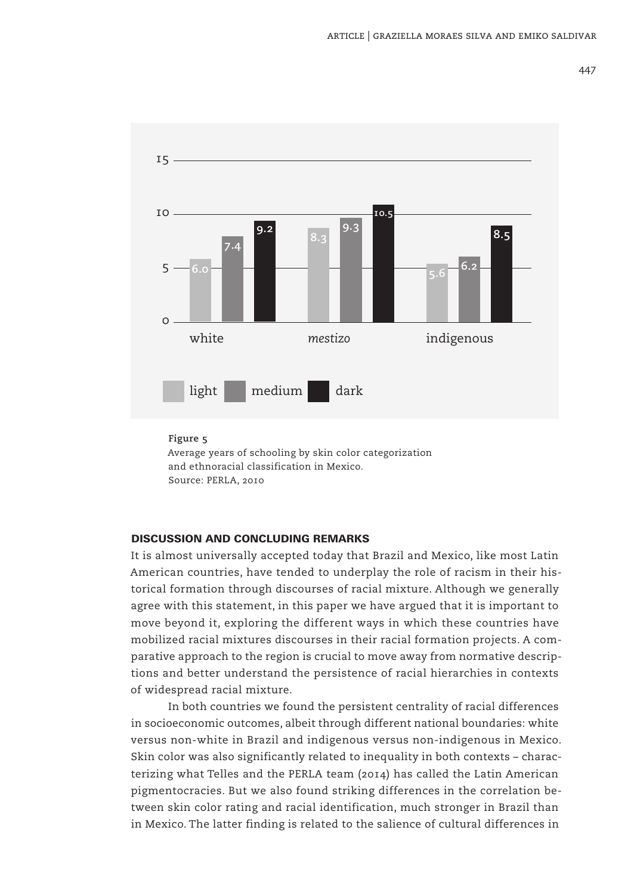Figure 5

Average years of schooling by skin color categorization and ethnoracial classification in Mexico.
Source: PERLA, 2010

## DISCUSSION AND CONCLUDING REMARKS

It is almost universally accepted today that Brazil and Mexico, like most Latin American countries, have tended to underplay the role of racism in their historical formation through discourses of racial mixture. Although we generally agree with this statement, in this paper we have argued that it is important to move beyond it, exploring the different ways in which these countries have mobilized racial mixtures discourses in their racial formation projects. A comparative approach to the region is crucial to move away from normative descriptions and better understand the persistence of racial hierarchies in contexts of widespread racial mixture.

In both countries we found the persistent centrality of racial differences in socioeconomic outcomes, albeit through different national boundaries: white versus non-white in Brazil and indigenous versus non-indigenous in Mexico. Skin color was also significantly related to inequality in both contexts – characterizing what Telles and the PERLA team (2014) has called the Latin American pigmentocracies. But we also found striking differences in the correlation between skin color rating and racial identification, much stronger in Brazil than in Mexico. The latter finding is related to the salience of cultural differences in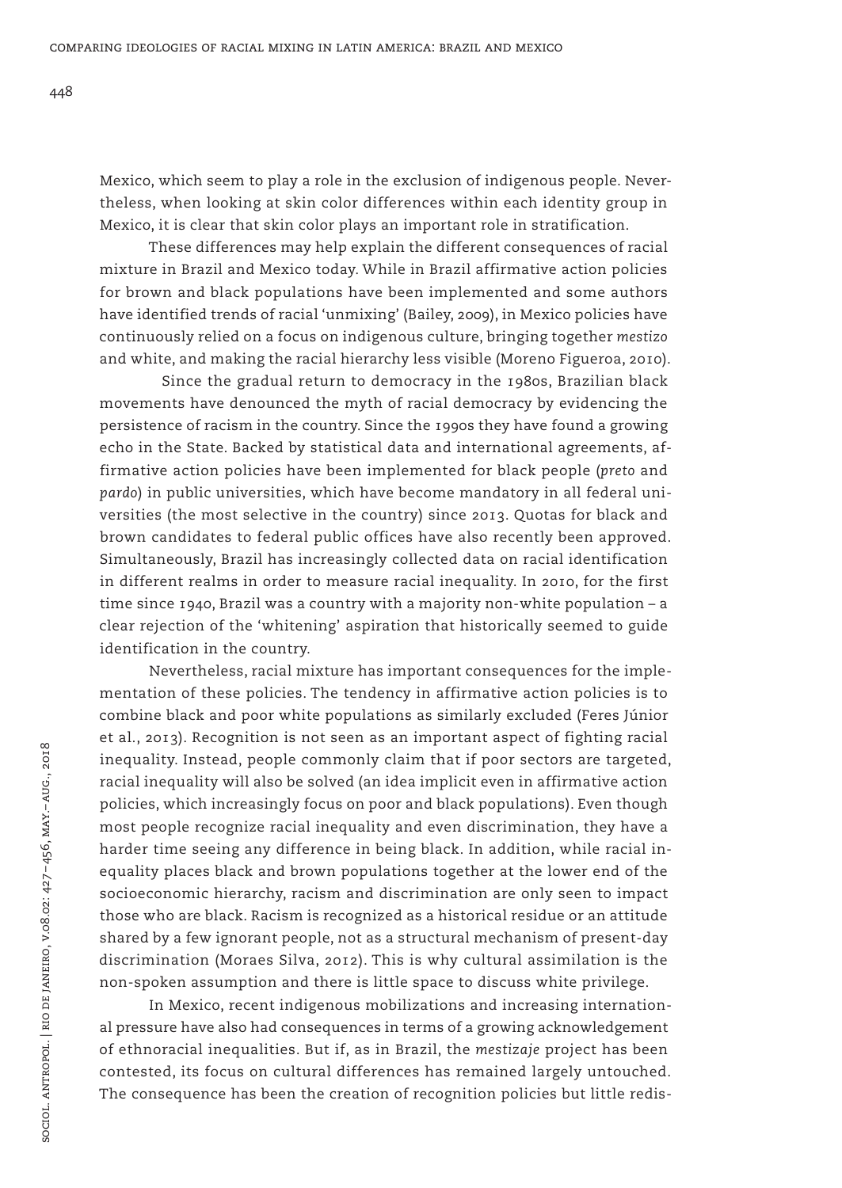Mexico, which seem to play a role in the exclusion of indigenous people. Nevertheless, when looking at skin color differences within each identity group in Mexico, it is clear that skin color plays an important role in stratification.

These differences may help explain the different consequences of racial mixture in Brazil and Mexico today. While in Brazil affirmative action policies for brown and black populations have been implemented and some authors have identified trends of racial 'unmixing' (Bailey, 2009), in Mexico policies have continuously relied on a focus on indigenous culture, bringing together *mestizo* and white, and making the racial hierarchy less visible (Moreno Figueroa, 2010).

Since the gradual return to democracy in the 1980s, Brazilian black movements have denounced the myth of racial democracy by evidencing the persistence of racism in the country. Since the 1990s they have found a growing echo in the State. Backed by statistical data and international agreements, affirmative action policies have been implemented for black people (*preto* and *pardo*) in public universities, which have become mandatory in all federal universities (the most selective in the country) since 2013. Quotas for black and brown candidates to federal public offices have also recently been approved. Simultaneously, Brazil has increasingly collected data on racial identification in different realms in order to measure racial inequality. In 2010, for the first time since 1940, Brazil was a country with a majority non-white population – a clear rejection of the 'whitening' aspiration that historically seemed to guide identification in the country.

Nevertheless, racial mixture has important consequences for the implementation of these policies. The tendency in affirmative action policies is to combine black and poor white populations as similarly excluded (Feres Júnior et al., 2013). Recognition is not seen as an important aspect of fighting racial inequality. Instead, people commonly claim that if poor sectors are targeted, racial inequality will also be solved (an idea implicit even in affirmative action policies, which increasingly focus on poor and black populations). Even though most people recognize racial inequality and even discrimination, they have a harder time seeing any difference in being black. In addition, while racial inequality places black and brown populations together at the lower end of the socioeconomic hierarchy, racism and discrimination are only seen to impact those who are black. Racism is recognized as a historical residue or an attitude shared by a few ignorant people, not as a structural mechanism of present-day discrimination (Moraes Silva, 2012). This is why cultural assimilation is the non-spoken assumption and there is little space to discuss white privilege.

In Mexico, recent indigenous mobilizations and increasing international pressure have also had consequences in terms of a growing acknowledgement of ethnoracial inequalities. But if, as in Brazil, the *mestizaje* project has been contested, its focus on cultural differences has remained largely untouched. The consequence has been the creation of recognition policies but little redis-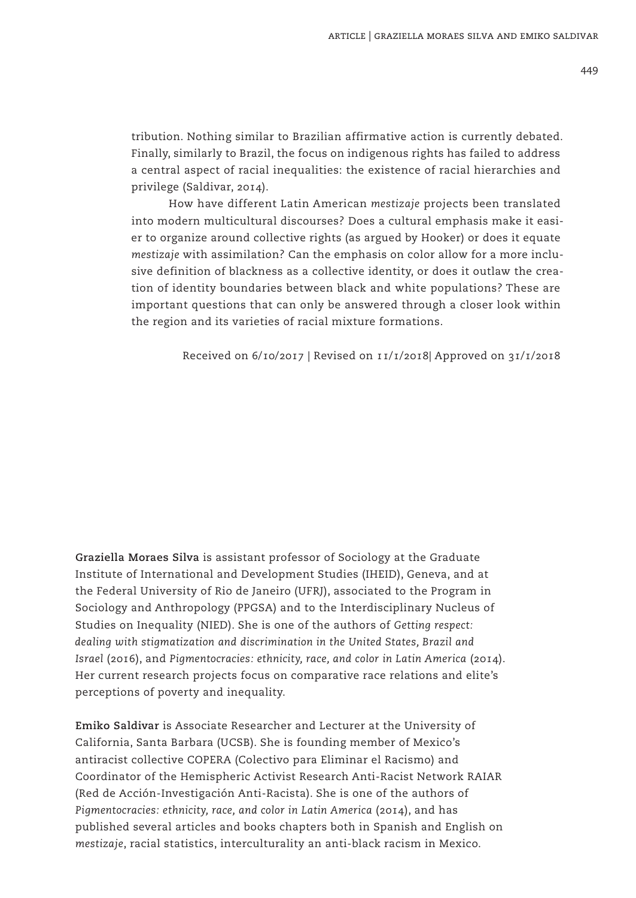tribution. Nothing similar to Brazilian affirmative action is currently debated. Finally, similarly to Brazil, the focus on indigenous rights has failed to address a central aspect of racial inequalities: the existence of racial hierarchies and privilege (Saldivar, 2014).

How have different Latin American *mestizaje* projects been translated into modern multicultural discourses? Does a cultural emphasis make it easier to organize around collective rights (as argued by Hooker) or does it equate *mestizaje* with assimilation? Can the emphasis on color allow for a more inclusive definition of blackness as a collective identity, or does it outlaw the creation of identity boundaries between black and white populations? These are important questions that can only be answered through a closer look within the region and its varieties of racial mixture formations.

Received on 6/10/2017 | Revised on 11/1/2018| Approved on 31/1/2018

**Graziella Moraes Silva** is assistant professor of Sociology at the Graduate Institute of International and Development Studies (IHEID), Geneva, and at the Federal University of Rio de Janeiro (UFRJ), associated to the Program in Sociology and Anthropology (PPGSA) and to the Interdisciplinary Nucleus of Studies on Inequality (NIED). She is one of the authors of *Getting respect: dealing with stigmatization and discrimination in the United States, Brazil and Israel* (2016), and *Pigmentocracies: ethnicity, race, and color in Latin America* (2014). Her current research projects focus on comparative race relations and elite's perceptions of poverty and inequality.

**Emiko Saldivar** is Associate Researcher and Lecturer at the University of California, Santa Barbara (UCSB). She is founding member of Mexico's antiracist collective COPERA (Colectivo para Eliminar el Racismo) and Coordinator of the Hemispheric Activist Research Anti-Racist Network RAIAR (Red de Acción-Investigación Anti-Racista). She is one of the authors of *Pigmentocracies: ethnicity, race, and color in Latin America* (2014), and has published several articles and books chapters both in Spanish and English on *mestizaje*, racial statistics, interculturality an anti-black racism in Mexico.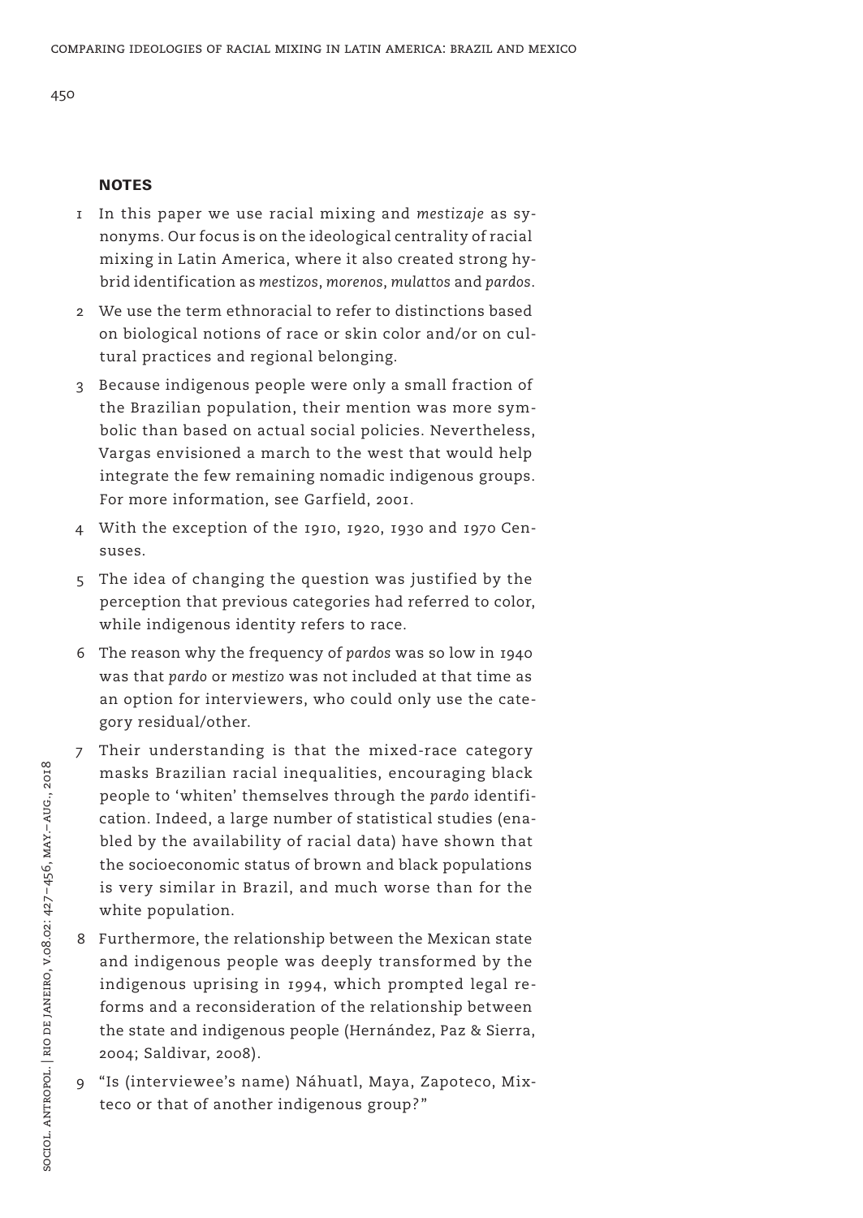## NOTES

1. In this paper we use racial mixing and *mestizaje* as synonyms. Our focus is on the ideological centrality of racial mixing in Latin America, where it also created strong hybrid identification as *mestizos*, *morenos*, *mulattos* and *pardos*.
2. We use the term ethnoracial to refer to distinctions based on biological notions of race or skin color and/or on cultural practices and regional belonging.
3. Because indigenous people were only a small fraction of the Brazilian population, their mention was more symbolic than based on actual social policies. Nevertheless, Vargas envisioned a march to the west that would help integrate the few remaining nomadic indigenous groups. For more information, see Garfield, 2001.
4. With the exception of the 1910, 1920, 1930 and 1970 Censuses.
5. The idea of changing the question was justified by the perception that previous categories had referred to color, while indigenous identity refers to race.
6. The reason why the frequency of *pardos* was so low in 1940 was that *pardo* or *mestizo* was not included at that time as an option for interviewers, who could only use the category residual/other.
7. Their understanding is that the mixed-race category masks Brazilian racial inequalities, encouraging black people to 'whiten' themselves through the *pardo* identification. Indeed, a large number of statistical studies (enabled by the availability of racial data) have shown that the socioeconomic status of brown and black populations is very similar in Brazil, and much worse than for the white population.
8. Furthermore, the relationship between the Mexican state and indigenous people was deeply transformed by the indigenous uprising in 1994, which prompted legal reforms and a reconsideration of the relationship between the state and indigenous people (Hernández, Paz & Sierra, 2004; Saldivar, 2008).
9. "Is (interviewee's name) Náhuatl, Maya, Zapoteco, Mixteco or that of another indigenous group?"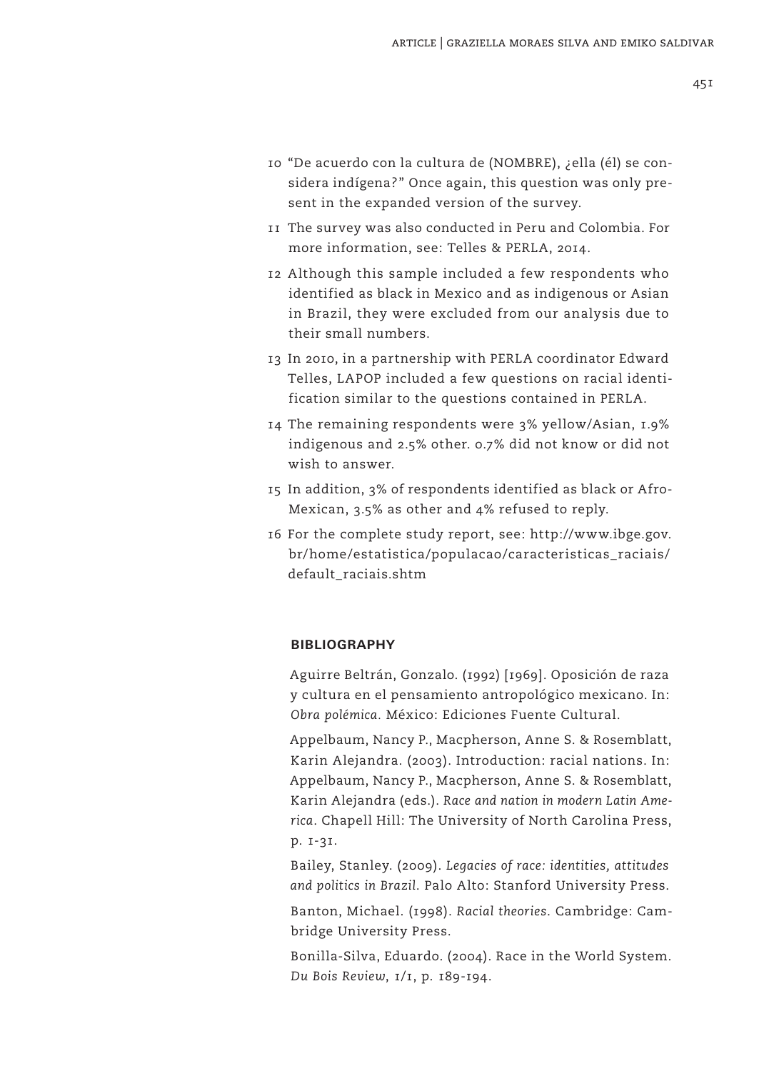10 "De acuerdo con la cultura de (NOMBRE), ¿ella (él) se considera indígena?" Once again, this question was only present in the expanded version of the survey.

11 The survey was also conducted in Peru and Colombia. For more information, see: Telles & PERLA, 2014.

12 Although this sample included a few respondents who identified as black in Mexico and as indigenous or Asian in Brazil, they were excluded from our analysis due to their small numbers.

13 In 2010, in a partnership with PERLA coordinator Edward Telles, LAPOP included a few questions on racial identification similar to the questions contained in PERLA.

14 The remaining respondents were 3% yellow/Asian, 1.9% indigenous and 2.5% other. 0.7% did not know or did not wish to answer.

15 In addition, 3% of respondents identified as black or Afro-Mexican, 3.5% as other and 4% refused to reply.

16 For the complete study report, see: http://www.ibge.gov.br/home/estatistica/populacao/caracteristicas_raciais/default_raciais.shtm

## BIBLIOGRAPHY

Aguirre Beltrán, Gonzalo. (1992) [1969]. Oposición de raza y cultura en el pensamiento antropológico mexicano. In: *Obra polémica*. México: Ediciones Fuente Cultural.

Appelbaum, Nancy P., Macpherson, Anne S. & Rosemblatt, Karin Alejandra. (2003). Introduction: racial nations. In: Appelbaum, Nancy P., Macpherson, Anne S. & Rosemblatt, Karin Alejandra (eds.). *Race and nation in modern Latin America*. Chapell Hill: The University of North Carolina Press, p. 1-31.

Bailey, Stanley. (2009). *Legacies of race: identities, attitudes and politics in Brazil*. Palo Alto: Stanford University Press.

Banton, Michael. (1998). *Racial theories*. Cambridge: Cambridge University Press.

Bonilla-Silva, Eduardo. (2004). Race in the World System. *Du Bois Review*, 1/1, p. 189-194.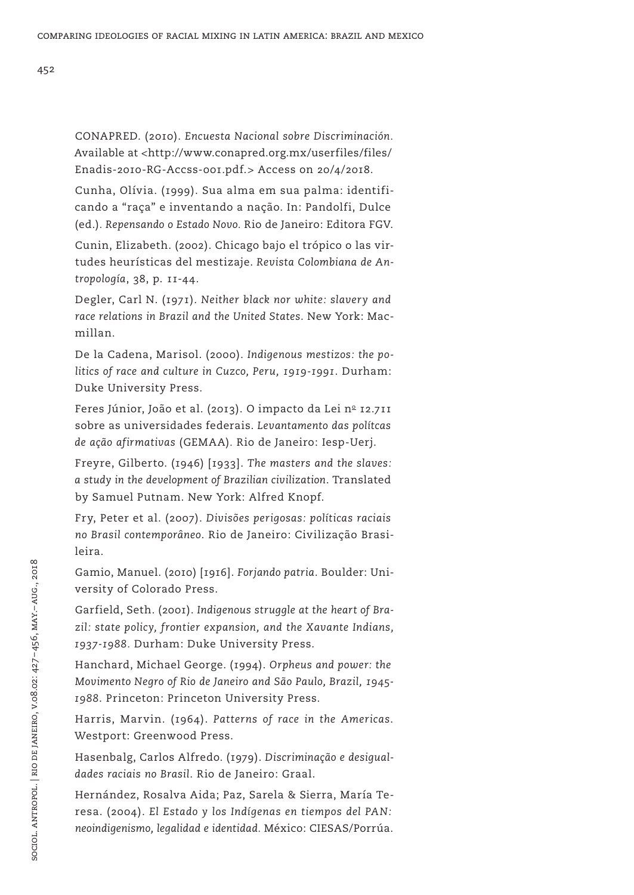CONAPRED. (2010). *Encuesta Nacional sobre Discriminación*. Available at <http://www.conapred.org.mx/userfiles/files/Enadis-2010-RG-Accss-001.pdf.> Access on 20/4/2018.

Cunha, Olívia. (1999). Sua alma em sua palma: identificando a "raça" e inventando a nação. In: Pandolfi, Dulce (ed.). *Repensando o Estado Novo*. Rio de Janeiro: Editora FGV.

Cunin, Elizabeth. (2002). Chicago bajo el trópico o las virtudes heurísticas del mestizaje. *Revista Colombiana de Antropología*, 38, p. 11-44.

Degler, Carl N. (1971). *Neither black nor white: slavery and race relations in Brazil and the United States*. New York: Macmillan.

De la Cadena, Marisol. (2000). *Indigenous mestizos: the politics of race and culture in Cuzco, Peru, 1919-1991*. Durham: Duke University Press.

Feres Júnior, João et al. (2013). O impacto da Lei nº 12.711 sobre as universidades federais. *Levantamento das polítcas de ação afirmativas* (GEMAA). Rio de Janeiro: Iesp-Uerj.

Freyre, Gilberto. (1946) [1933]. *The masters and the slaves: a study in the development of Brazilian civilization*. Translated by Samuel Putnam. New York: Alfred Knopf.

Fry, Peter et al. (2007). *Divisões perigosas: políticas raciais no Brasil contemporâneo*. Rio de Janeiro: Civilização Brasileira.

Gamio, Manuel. (2010) [1916]. *Forjando patria*. Boulder: University of Colorado Press.

Garfield, Seth. (2001). *Indigenous struggle at the heart of Brazil: state policy, frontier expansion, and the Xavante Indians, 1937-1988*. Durham: Duke University Press.

Hanchard, Michael George. (1994). *Orpheus and power: the Movimento Negro of Rio de Janeiro and São Paulo, Brazil, 1945-1988*. Princeton: Princeton University Press.

Harris, Marvin. (1964). *Patterns of race in the Americas*. Westport: Greenwood Press.

Hasenbalg, Carlos Alfredo. (1979). *Discriminação e desigualdades raciais no Brasil*. Rio de Janeiro: Graal.

Hernández, Rosalva Aida; Paz, Sarela & Sierra, María Teresa. (2004). *El Estado y los Indígenas en tiempos del PAN: neoindigenismo, legalidad e identidad*. México: CIESAS/Porrúa.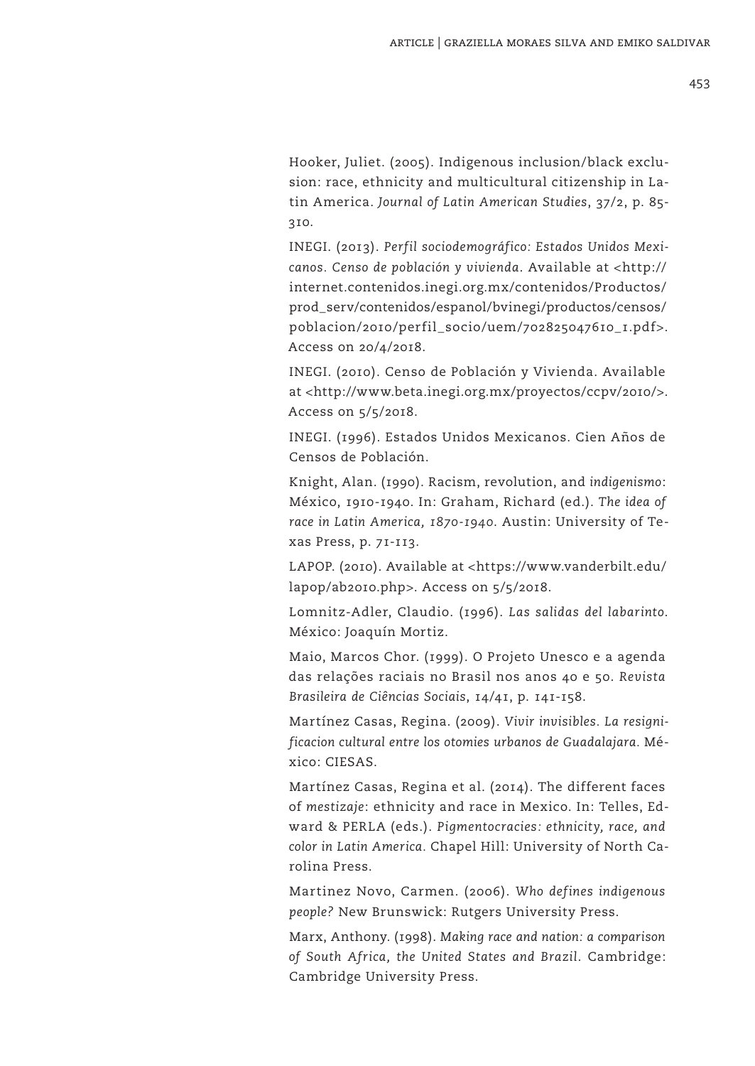Hooker, Juliet. (2005). Indigenous inclusion/black exclusion: race, ethnicity and multicultural citizenship in Latin America. *Journal of Latin American Studies*, 37/2, p. 85-310.

INEGI. (2013). *Perfil sociodemográfico: Estados Unidos Mexicanos. Censo de población y vivienda*. Available at <http://internet.contenidos.inegi.org.mx/contenidos/Productos/prod_serv/contenidos/espanol/bvinegi/productos/censos/poblacion/2010/perfil_socio/uem/702825047610_1.pdf>. Access on 20/4/2018.

INEGI. (2010). Censo de Población y Vivienda. Available at <http://www.beta.inegi.org.mx/proyectos/ccpv/2010/>. Access on 5/5/2018.

INEGI. (1996). Estados Unidos Mexicanos. Cien Años de Censos de Población.

Knight, Alan. (1990). Racism, revolution, and *indigenismo*: México, 1910-1940. In: Graham, Richard (ed.). *The idea of race in Latin America, 1870-1940*. Austin: University of Texas Press, p. 71-113.

LAPOP. (2010). Available at <https://www.vanderbilt.edu/lapop/ab2010.php>. Access on 5/5/2018.

Lomnitz-Adler, Claudio. (1996). *Las salidas del labarinto*. México: Joaquín Mortiz.

Maio, Marcos Chor. (1999). O Projeto Unesco e a agenda das relações raciais no Brasil nos anos 40 e 50. *Revista Brasileira de Ciências Sociais*, 14/41, p. 141-158.

Martínez Casas, Regina. (2009). *Vivir invisibles. La resignificacion cultural entre los otomies urbanos de Guadalajara*. México: CIESAS.

Martínez Casas, Regina et al. (2014). The different faces of *mestizaje*: ethnicity and race in Mexico. In: Telles, Edward & PERLA (eds.). *Pigmentocracies: ethnicity, race, and color in Latin America*. Chapel Hill: University of North Carolina Press.

Martinez Novo, Carmen. (2006). *Who defines indigenous people?* New Brunswick: Rutgers University Press.

Marx, Anthony. (1998). *Making race and nation: a comparison of South Africa, the United States and Brazil*. Cambridge: Cambridge University Press.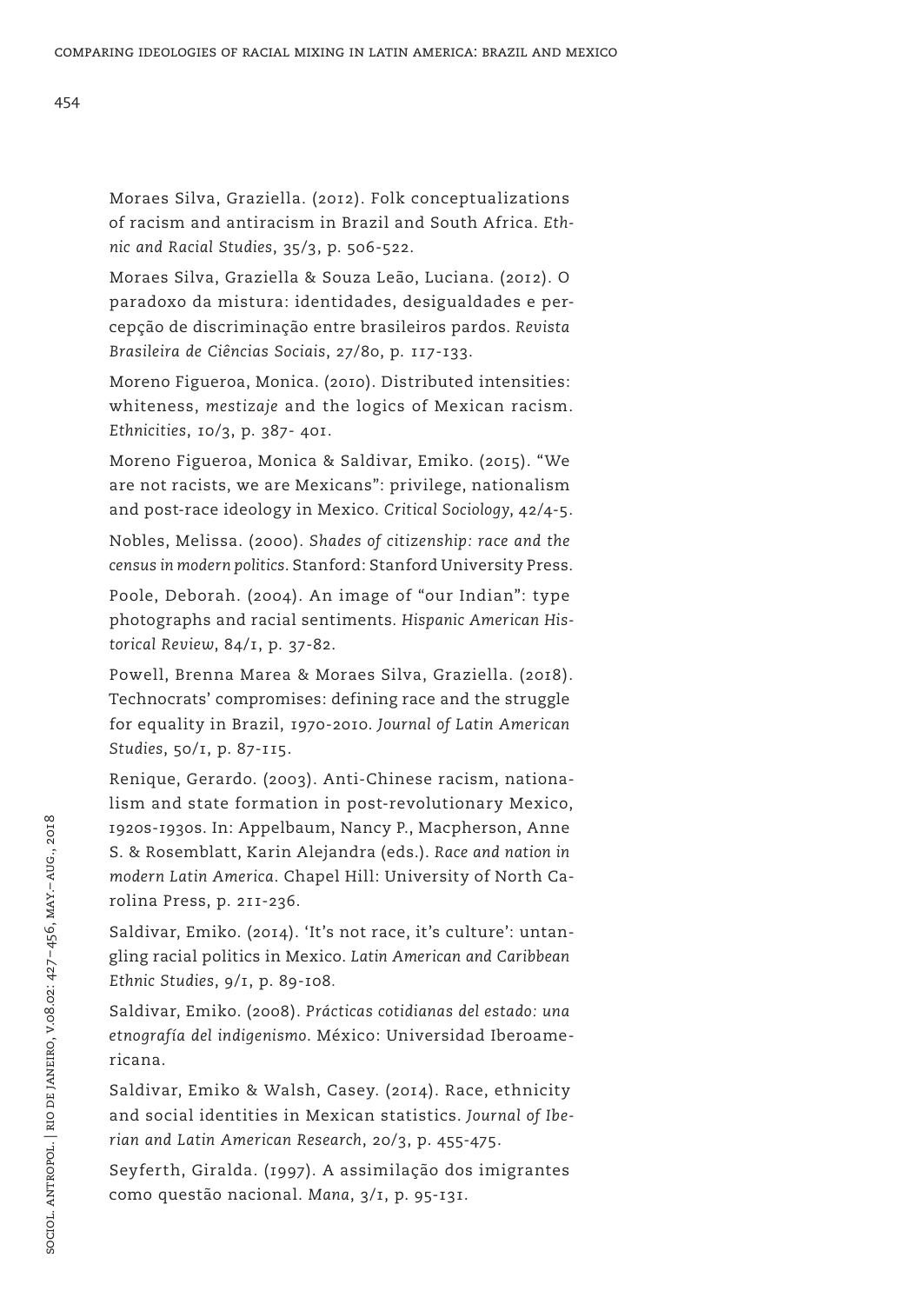Moraes Silva, Graziella. (2012). Folk conceptualizations of racism and antiracism in Brazil and South Africa. *Ethnic and Racial Studies*, 35/3, p. 506-522.

Moraes Silva, Graziella & Souza Leão, Luciana. (2012). O paradoxo da mistura: identidades, desigualdades e percepção de discriminação entre brasileiros pardos. *Revista Brasileira de Ciências Sociais*, 27/80, p. 117-133.

Moreno Figueroa, Monica. (2010). Distributed intensities: whiteness, *mestizaje* and the logics of Mexican racism. *Ethnicities*, 10/3, p. 387- 401.

Moreno Figueroa, Monica & Saldivar, Emiko. (2015). "We are not racists, we are Mexicans": privilege, nationalism and post-race ideology in Mexico. *Critical Sociology*, 42/4-5.

Nobles, Melissa. (2000). *Shades of citizenship: race and the census in modern politics*. Stanford: Stanford University Press.

Poole, Deborah. (2004). An image of "our Indian": type photographs and racial sentiments. *Hispanic American Historical Review*, 84/1, p. 37-82.

Powell, Brenna Marea & Moraes Silva, Graziella. (2018). Technocrats' compromises: defining race and the struggle for equality in Brazil, 1970-2010. *Journal of Latin American Studies*, 50/1, p. 87-115.

Renique, Gerardo. (2003). Anti-Chinese racism, nationalism and state formation in post-revolutionary Mexico, 1920s-1930s. In: Appelbaum, Nancy P., Macpherson, Anne S. & Rosemblatt, Karin Alejandra (eds.). *Race and nation in modern Latin America*. Chapel Hill: University of North Carolina Press, p. 211-236.

Saldivar, Emiko. (2014). 'It's not race, it's culture': untangling racial politics in Mexico. *Latin American and Caribbean Ethnic Studies*, 9/1, p. 89-108.

Saldivar, Emiko. (2008). *Prácticas cotidianas del estado: una etnografía del indigenismo*. México: Universidad Iberoamericana.

Saldivar, Emiko & Walsh, Casey. (2014). Race, ethnicity and social identities in Mexican statistics. *Journal of Iberian and Latin American Research*, 20/3, p. 455-475.

Seyferth, Giralda. (1997). A assimilação dos imigrantes como questão nacional. *Mana*, 3/1, p. 95-131.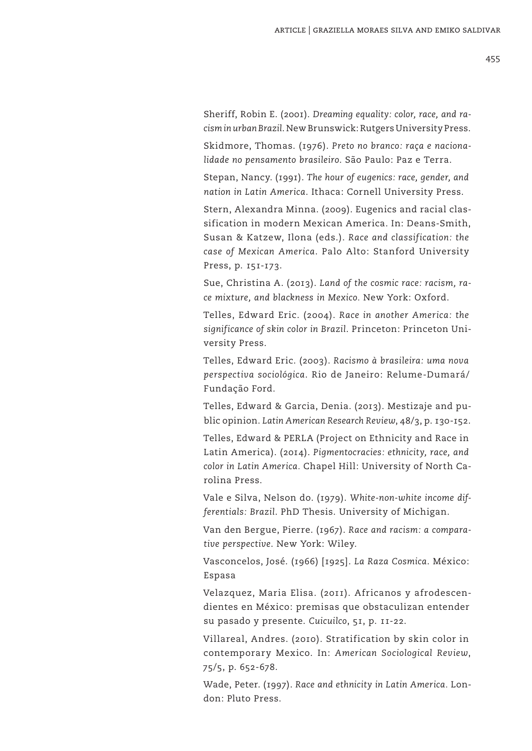Sheriff, Robin E. (2001). *Dreaming equality: color, race, and racism in urban Brazil*. New Brunswick: Rutgers University Press.

Skidmore, Thomas. (1976). *Preto no branco: raça e nacionalidade no pensamento brasileiro*. São Paulo: Paz e Terra.

Stepan, Nancy. (1991). *The hour of eugenics: race, gender, and nation in Latin America*. Ithaca: Cornell University Press.

Stern, Alexandra Minna. (2009). Eugenics and racial classification in modern Mexican America. In: Deans-Smith, Susan & Katzew, Ilona (eds.). *Race and classification: the case of Mexican America*. Palo Alto: Stanford University Press, p. 151-173.

Sue, Christina A. (2013). *Land of the cosmic race: racism, race mixture, and blackness in Mexico*. New York: Oxford.

Telles, Edward Eric. (2004). *Race in another America: the significance of skin color in Brazil*. Princeton: Princeton University Press.

Telles, Edward Eric. (2003). *Racismo à brasileira: uma nova perspectiva sociológica*. Rio de Janeiro: Relume-Dumará/ Fundação Ford.

Telles, Edward & Garcia, Denia. (2013). Mestizaje and public opinion. *Latin American Research Review*, 48/3, p. 130-152.

Telles, Edward & PERLA (Project on Ethnicity and Race in Latin America). (2014). *Pigmentocracies: ethnicity, race, and color in Latin America*. Chapel Hill: University of North Carolina Press.

Vale e Silva, Nelson do. (1979). *White-non-white income differentials: Brazil*. PhD Thesis. University of Michigan.

Van den Bergue, Pierre. (1967). *Race and racism: a comparative perspective*. New York: Wiley.

Vasconcelos, José. (1966) [1925]. *La Raza Cosmica*. México: Espasa

Velazquez, Maria Elisa. (2011). Africanos y afrodescendientes en México: premisas que obstaculizan entender su pasado y presente. *Cuicuilco*, 51, p. 11-22.

Villareal, Andres. (2010). Stratification by skin color in contemporary Mexico. In: *American Sociological Review*, 75/5, p. 652-678.

Wade, Peter. (1997). *Race and ethnicity in Latin America*. London: Pluto Press.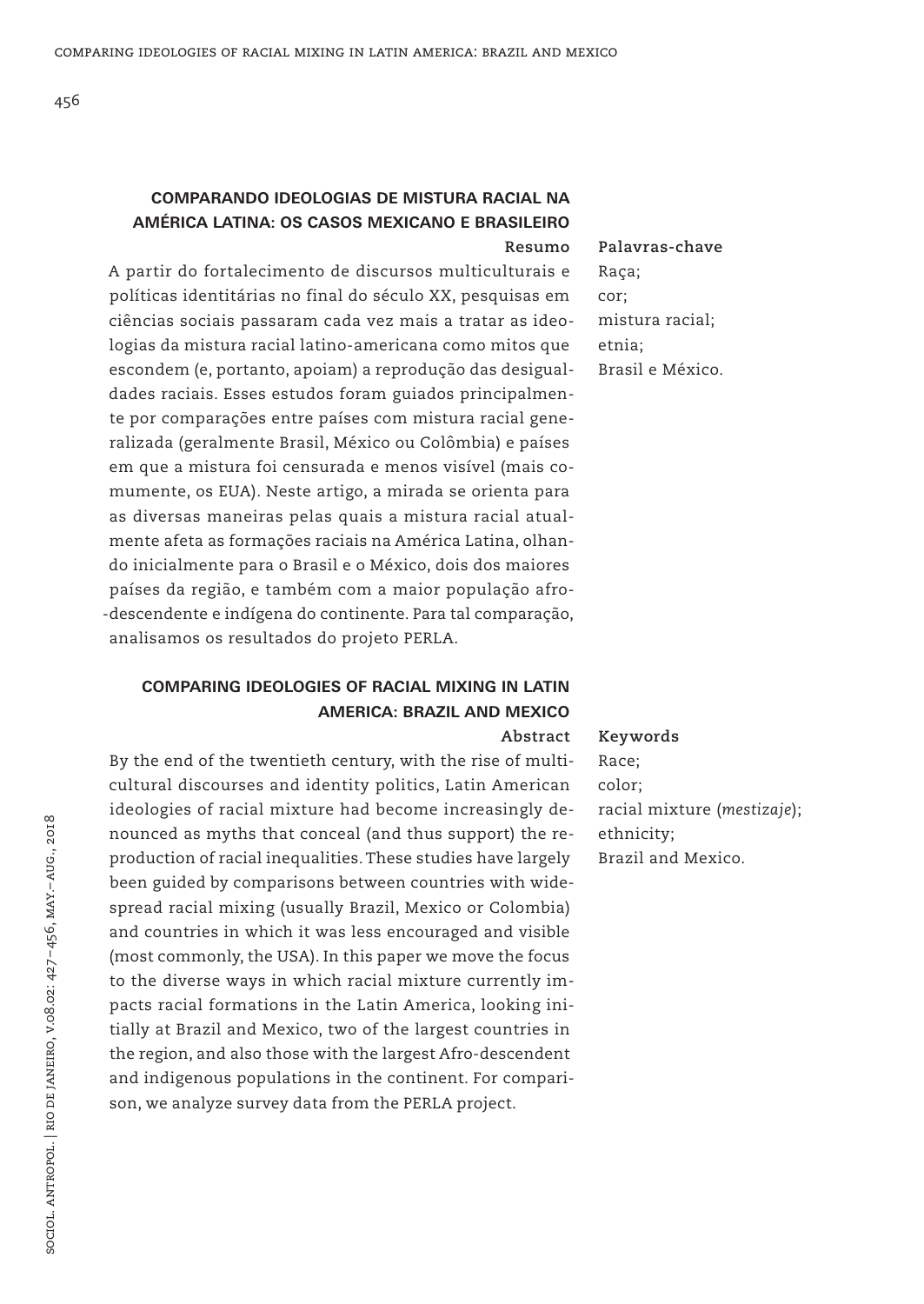## COMPARANDO IDEOLOGIAS DE MISTURA RACIAL NA AMÉRICA LATINA: OS CASOS MEXICANO E BRASILEIRO

**Resumo**

A partir do fortalecimento de discursos multiculturais e políticas identitárias no final do século XX, pesquisas em ciências sociais passaram cada vez mais a tratar as ideologias da mistura racial latino-americana como mitos que escondem (e, portanto, apoiam) a reprodução das desigualdades raciais. Esses estudos foram guiados principalmente por comparações entre países com mistura racial generalizada (geralmente Brasil, México ou Colômbia) e países em que a mistura foi censurada e menos visível (mais comumente, os EUA). Neste artigo, a mirada se orienta para as diversas maneiras pelas quais a mistura racial atualmente afeta as formações raciais na América Latina, olhando inicialmente para o Brasil e o México, dois dos maiores países da região, e também com a maior população afro-descendente e indígena do continente. Para tal comparação, analisamos os resultados do projeto PERLA.

**Palavras-chave**

Raça;
cor;
mistura racial;
etnia;
Brasil e México.

## COMPARING IDEOLOGIES OF RACIAL MIXING IN LATIN AMERICA: BRAZIL AND MEXICO

**Abstract**

By the end of the twentieth century, with the rise of multicultural discourses and identity politics, Latin American ideologies of racial mixture had become increasingly denounced as myths that conceal (and thus support) the reproduction of racial inequalities. These studies have largely been guided by comparisons between countries with widespread racial mixing (usually Brazil, Mexico or Colombia) and countries in which it was less encouraged and visible (most commonly, the USA). In this paper we move the focus to the diverse ways in which racial mixture currently impacts racial formations in the Latin America, looking initially at Brazil and Mexico, two of the largest countries in the region, and also those with the largest Afro-descendent and indigenous populations in the continent. For comparison, we analyze survey data from the PERLA project.

**Keywords**

Race;
color;
racial mixture (*mestizaje*);
ethnicity;
Brazil and Mexico.